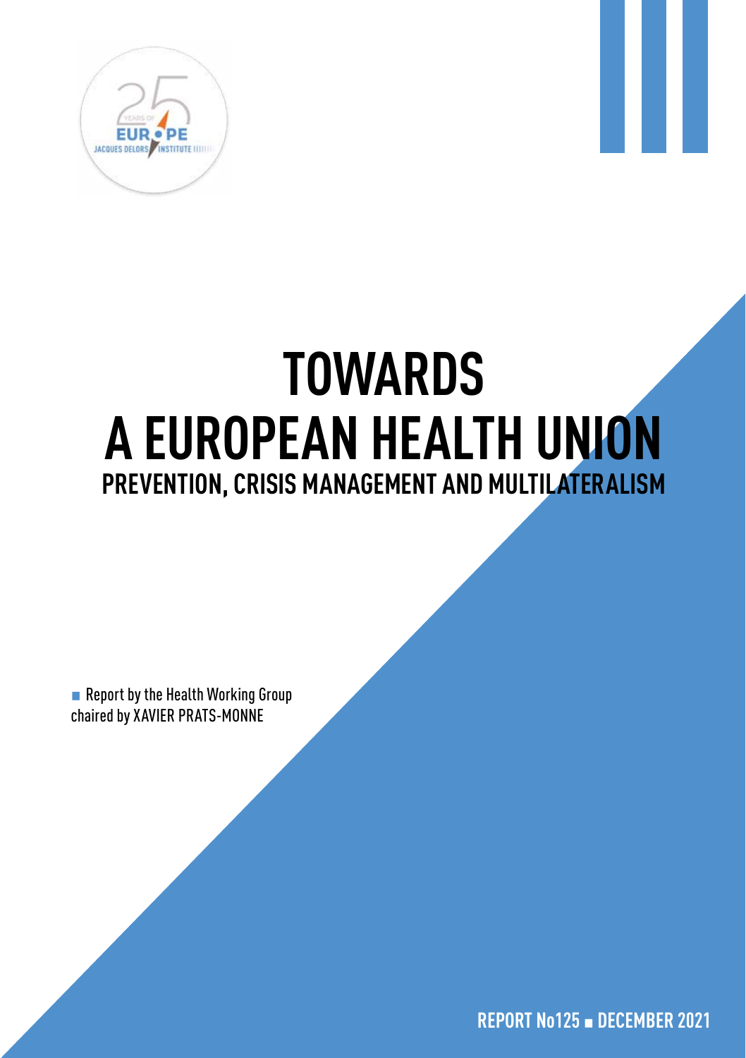# TOWARDS A EUROPEAN HEALTH UNION

## PREVENTION, CRISIS MANAGEMENT AND MULTILATERALISM

Report by the Health Working Group chaired by XAVIER PRATS-MONNE

REPORT No125 ■ DECEMBER 2021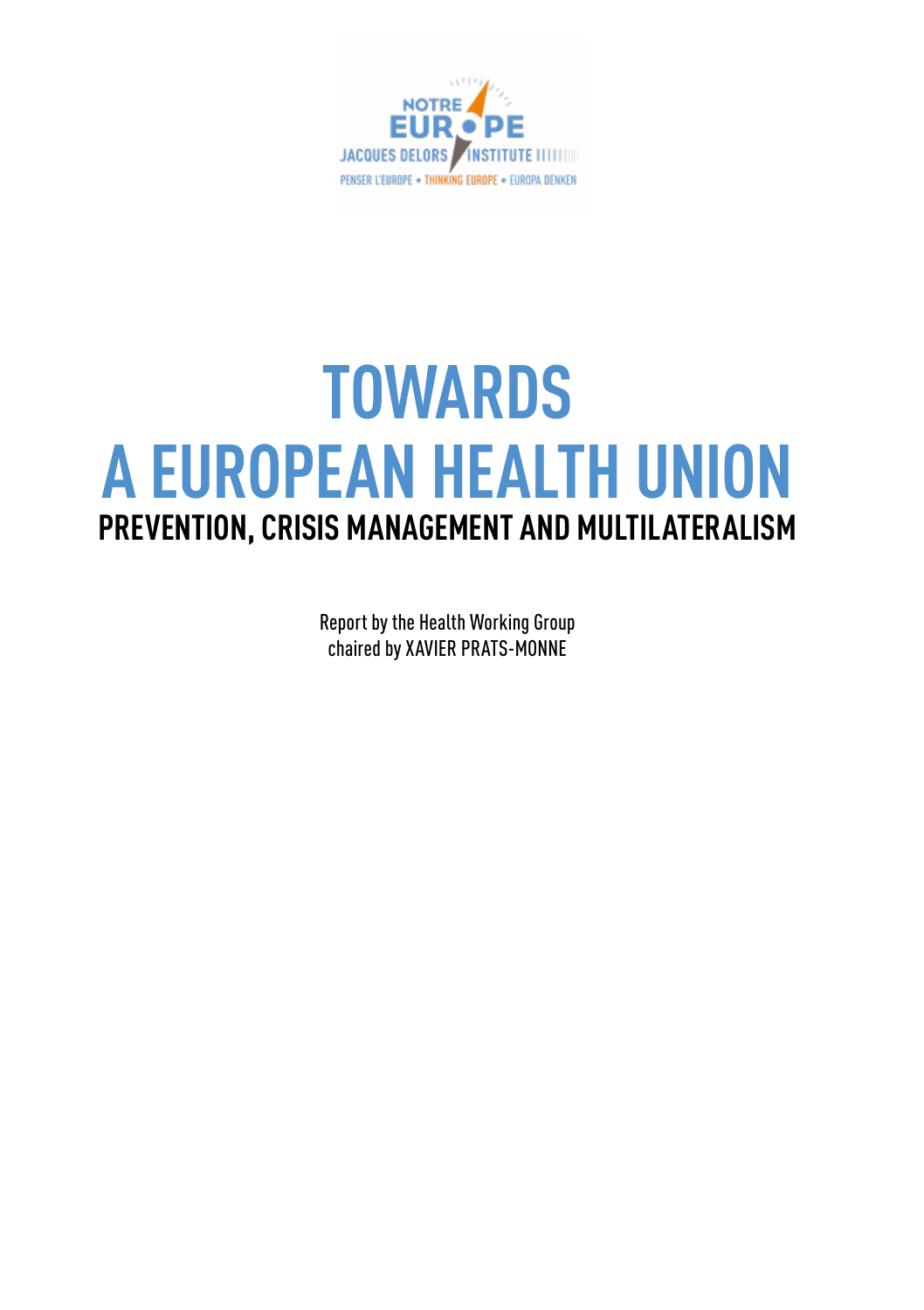NOTRE EUROPE
JACQUES DELORS INSTITUTE
PENSER L'EUROPE • THINKING EUROPE • EUROPA DENKEN

# TOWARDS A EUROPEAN HEALTH UNION

## PREVENTION, CRISIS MANAGEMENT AND MULTILATERALISM

Report by the Health Working Group
chaired by XAVIER PRATS-MONNE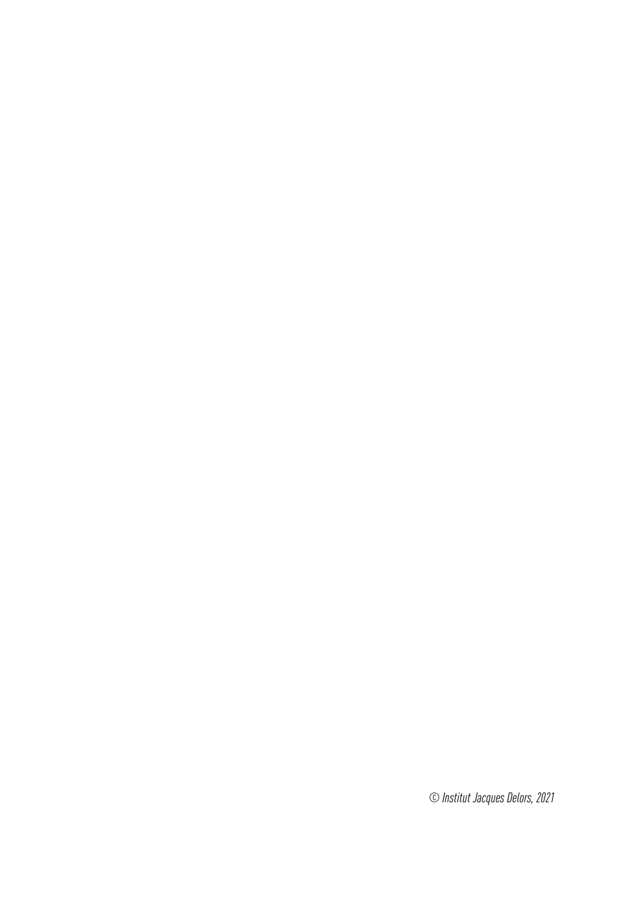*© Institut Jacques Delors, 2021*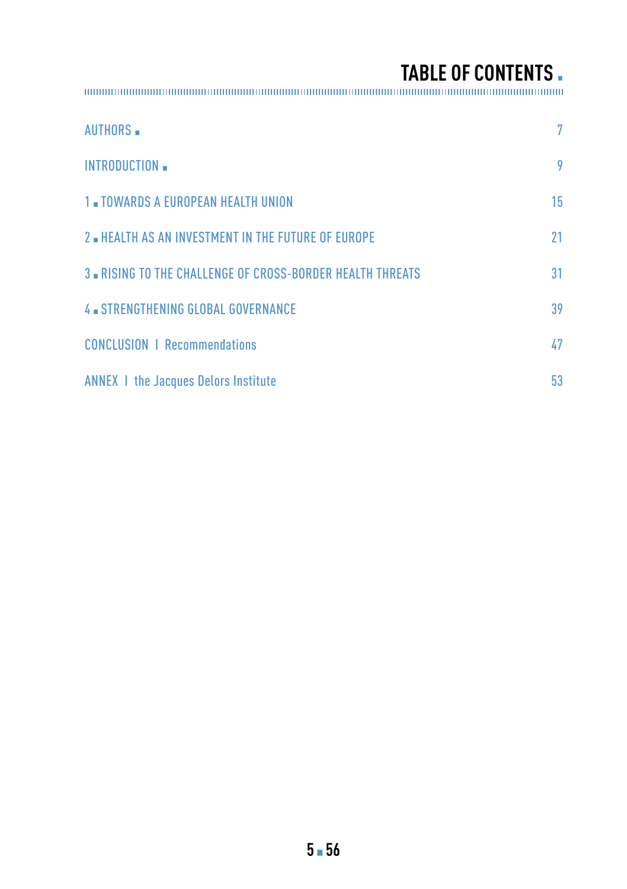# TABLE OF CONTENTS

| | |
|---|---|
| AUTHORS | 7 |
| INTRODUCTION | 9 |
| 1 ■ TOWARDS A EUROPEAN HEALTH UNION | 15 |
| 2 ■ HEALTH AS AN INVESTMENT IN THE FUTURE OF EUROPE | 21 |
| 3 ■ RISING TO THE CHALLENGE OF CROSS-BORDER HEALTH THREATS | 31 |
| 4 ■ STRENGTHENING GLOBAL GOVERNANCE | 39 |
| CONCLUSION I Recommendations | 47 |
| ANNEX I the Jacques Delors Institute | 53 |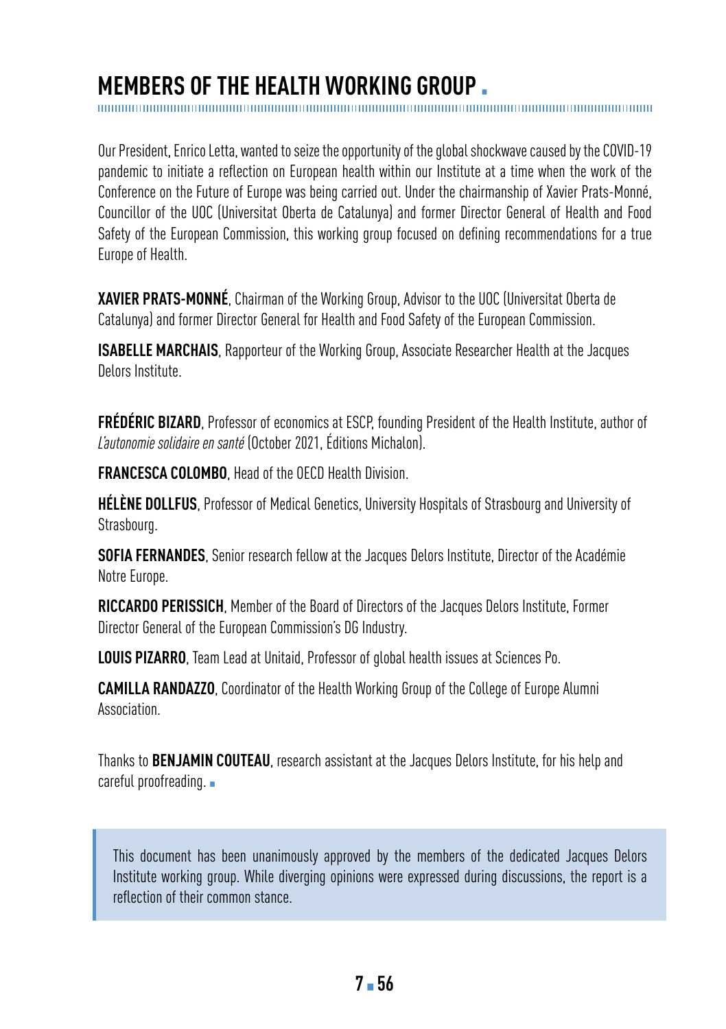# MEMBERS OF THE HEALTH WORKING GROUP

Our President, Enrico Letta, wanted to seize the opportunity of the global shockwave caused by the COVID-19 pandemic to initiate a reflection on European health within our Institute at a time when the work of the Conference on the Future of Europe was being carried out. Under the chairmanship of Xavier Prats-Monné, Councillor of the UOC (Universitat Oberta de Catalunya) and former Director General of Health and Food Safety of the European Commission, this working group focused on defining recommendations for a true Europe of Health.

**XAVIER PRATS-MONNÉ**, Chairman of the Working Group, Advisor to the UOC (Universitat Oberta de Catalunya) and former Director General for Health and Food Safety of the European Commission.

**ISABELLE MARCHAIS**, Rapporteur of the Working Group, Associate Researcher Health at the Jacques Delors Institute.

**FRÉDÉRIC BIZARD**, Professor of economics at ESCP, founding President of the Health Institute, author of *L'autonomie solidaire en santé* (October 2021, Éditions Michalon).

**FRANCESCA COLOMBO**, Head of the OECD Health Division.

**HÉLÈNE DOLLFUS**, Professor of Medical Genetics, University Hospitals of Strasbourg and University of Strasbourg.

**SOFIA FERNANDES**, Senior research fellow at the Jacques Delors Institute, Director of the Académie Notre Europe.

**RICCARDO PERISSICH**, Member of the Board of Directors of the Jacques Delors Institute, Former Director General of the European Commission's DG Industry.

**LOUIS PIZARRO**, Team Lead at Unitaid, Professor of global health issues at Sciences Po.

**CAMILLA RANDAZZO**, Coordinator of the Health Working Group of the College of Europe Alumni Association.

Thanks to **BENJAMIN COUTEAU**, research assistant at the Jacques Delors Institute, for his help and careful proofreading.

> This document has been unanimously approved by the members of the dedicated Jacques Delors Institute working group. While diverging opinions were expressed during discussions, the report is a reflection of their common stance.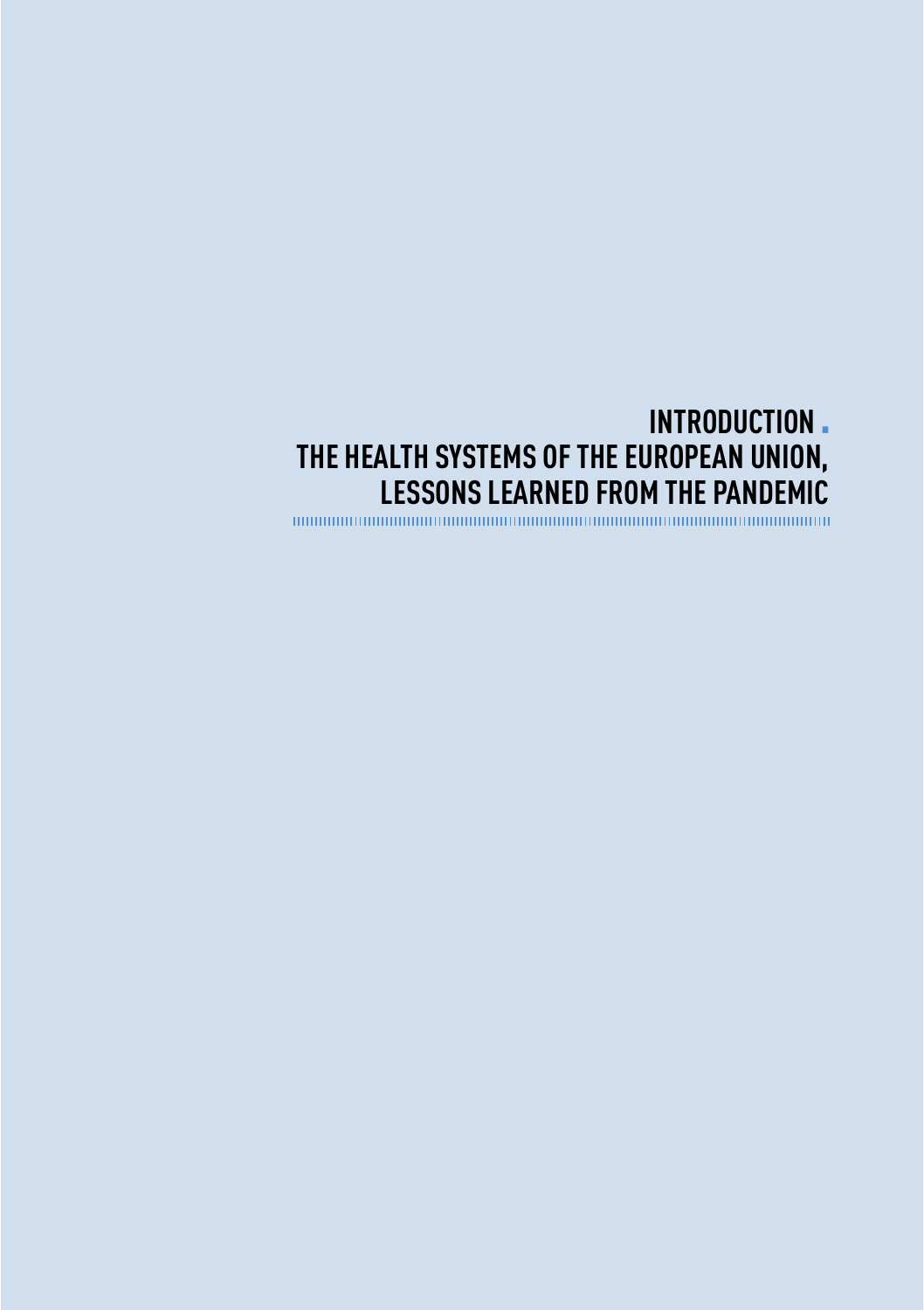# INTRODUCTION .

# THE HEALTH SYSTEMS OF THE EUROPEAN UNION, LESSONS LEARNED FROM THE PANDEMIC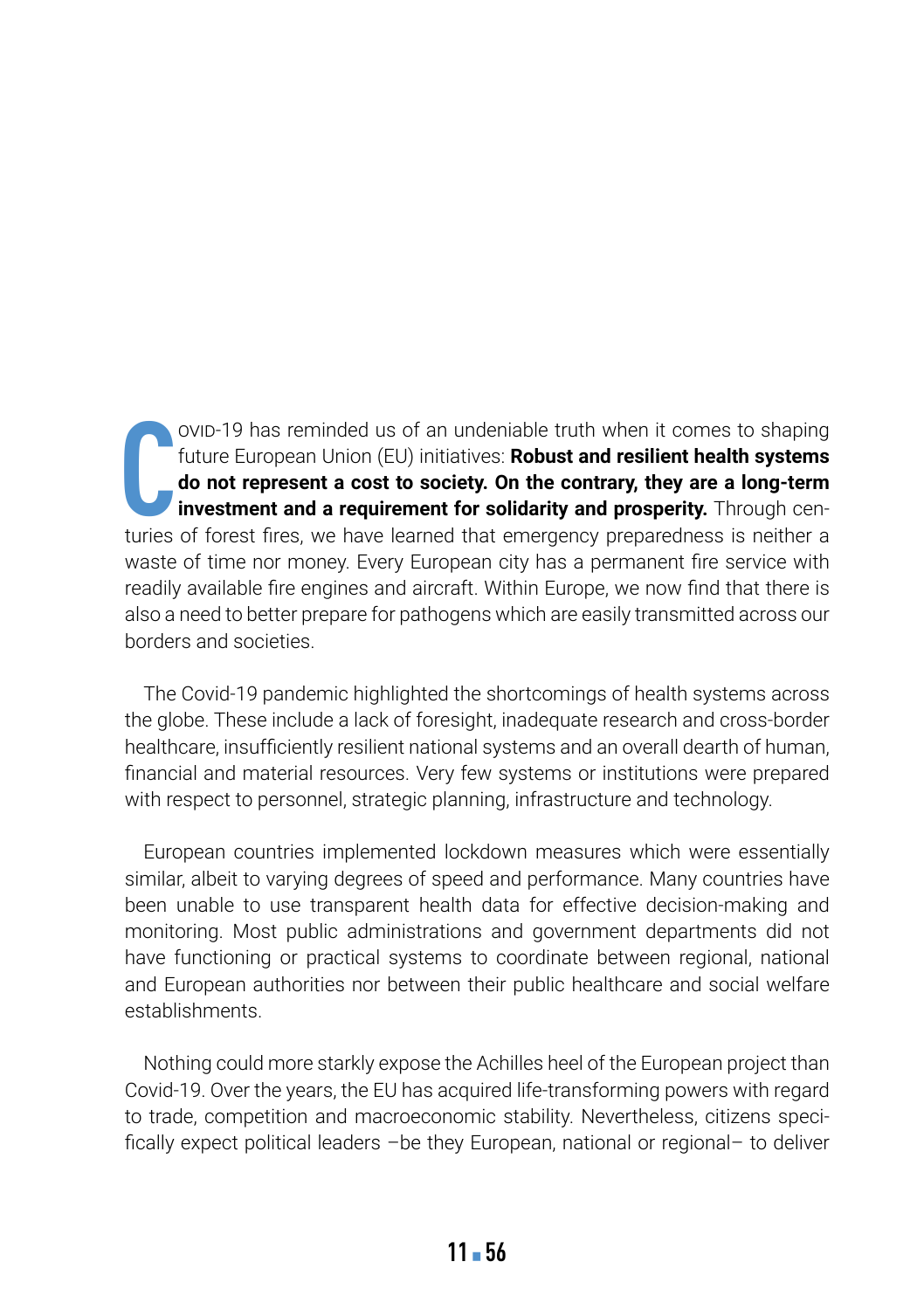Covid-19 has reminded us of an undeniable truth when it comes to shaping future European Union (EU) initiatives: **Robust and resilient health systems do not represent a cost to society. On the contrary, they are a long-term investment and a requirement for solidarity and prosperity.** Through centuries of forest fires, we have learned that emergency preparedness is neither a waste of time nor money. Every European city has a permanent fire service with readily available fire engines and aircraft. Within Europe, we now find that there is also a need to better prepare for pathogens which are easily transmitted across our borders and societies.

The Covid-19 pandemic highlighted the shortcomings of health systems across the globe. These include a lack of foresight, inadequate research and cross-border healthcare, insufficiently resilient national systems and an overall dearth of human, financial and material resources. Very few systems or institutions were prepared with respect to personnel, strategic planning, infrastructure and technology.

European countries implemented lockdown measures which were essentially similar, albeit to varying degrees of speed and performance. Many countries have been unable to use transparent health data for effective decision-making and monitoring. Most public administrations and government departments did not have functioning or practical systems to coordinate between regional, national and European authorities nor between their public healthcare and social welfare establishments.

Nothing could more starkly expose the Achilles heel of the European project than Covid-19. Over the years, the EU has acquired life-transforming powers with regard to trade, competition and macroeconomic stability. Nevertheless, citizens specifically expect political leaders –be they European, national or regional– to deliver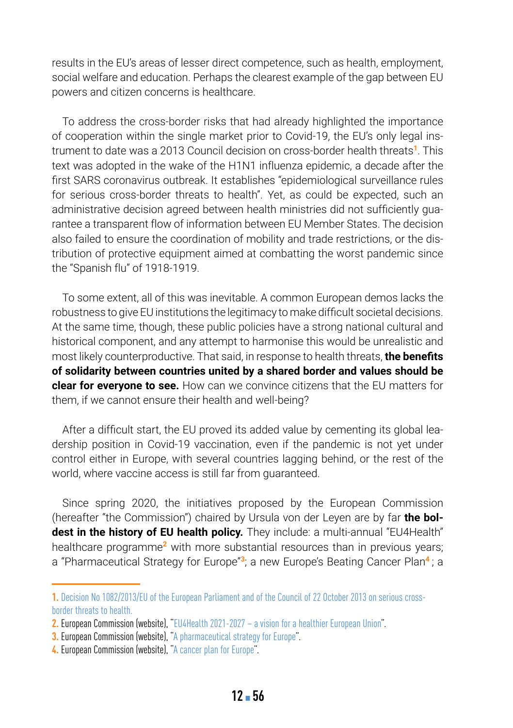results in the EU's areas of lesser direct competence, such as health, employment, social welfare and education. Perhaps the clearest example of the gap between EU powers and citizen concerns is healthcare.

To address the cross-border risks that had already highlighted the importance of cooperation within the single market prior to Covid-19, the EU's only legal instrument to date was a 2013 Council decision on cross-border health threats[1]. This text was adopted in the wake of the H1N1 influenza epidemic, a decade after the first SARS coronavirus outbreak. It establishes "epidemiological surveillance rules for serious cross-border threats to health". Yet, as could be expected, such an administrative decision agreed between health ministries did not sufficiently guarantee a transparent flow of information between EU Member States. The decision also failed to ensure the coordination of mobility and trade restrictions, or the distribution of protective equipment aimed at combatting the worst pandemic since the "Spanish flu" of 1918-1919.

To some extent, all of this was inevitable. A common European demos lacks the robustness to give EU institutions the legitimacy to make difficult societal decisions. At the same time, though, these public policies have a strong national cultural and historical component, and any attempt to harmonise this would be unrealistic and most likely counterproductive. That said, in response to health threats, **the benefits of solidarity between countries united by a shared border and values should be clear for everyone to see.** How can we convince citizens that the EU matters for them, if we cannot ensure their health and well-being?

After a difficult start, the EU proved its added value by cementing its global leadership position in Covid-19 vaccination, even if the pandemic is not yet under control either in Europe, with several countries lagging behind, or the rest of the world, where vaccine access is still far from guaranteed.

Since spring 2020, the initiatives proposed by the European Commission (hereafter "the Commission") chaired by Ursula von der Leyen are by far **the boldest in the history of EU health policy.** They include: a multi-annual "EU4Health" healthcare programme[2] with more substantial resources than in previous years; a "Pharmaceutical Strategy for Europe"[3]; a new Europe's Beating Cancer Plan[4]; a

---

1. Decision No 1082/2013/EU of the European Parliament and of the Council of 22 October 2013 on serious cross-border threats to health.
2. European Commission (website), "EU4Health 2021-2027 – a vision for a healthier European Union".
3. European Commission (website), "A pharmaceutical strategy for Europe".
4. European Commission (website), "A cancer plan for Europe".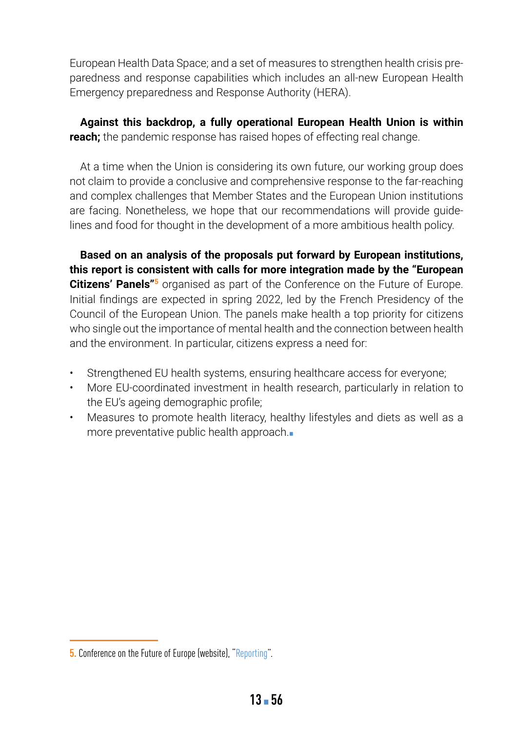European Health Data Space; and a set of measures to strengthen health crisis preparedness and response capabilities which includes an all-new European Health Emergency preparedness and Response Authority (HERA).

**Against this backdrop, a fully operational European Health Union is within reach;** the pandemic response has raised hopes of effecting real change.

At a time when the Union is considering its own future, our working group does not claim to provide a conclusive and comprehensive response to the far-reaching and complex challenges that Member States and the European Union institutions are facing. Nonetheless, we hope that our recommendations will provide guidelines and food for thought in the development of a more ambitious health policy.

**Based on an analysis of the proposals put forward by European institutions, this report is consistent with calls for more integration made by the "European Citizens' Panels"**[5] organised as part of the Conference on the Future of Europe. Initial findings are expected in spring 2022, led by the French Presidency of the Council of the European Union. The panels make health a top priority for citizens who single out the importance of mental health and the connection between health and the environment. In particular, citizens express a need for:

- Strengthened EU health systems, ensuring healthcare access for everyone;
- More EU-coordinated investment in health research, particularly in relation to the EU's ageing demographic profile;
- Measures to promote health literacy, healthy lifestyles and diets as well as a more preventative public health approach.

---

5. Conference on the Future of Europe (website), "Reporting".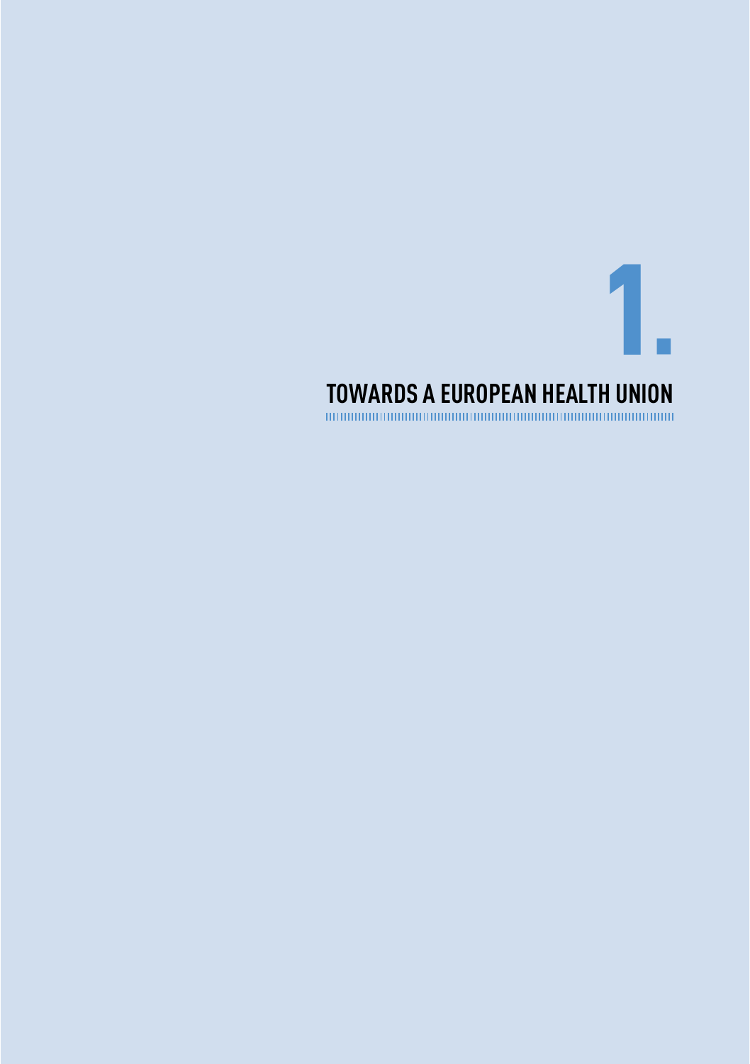# 1. TOWARDS A EUROPEAN HEALTH UNION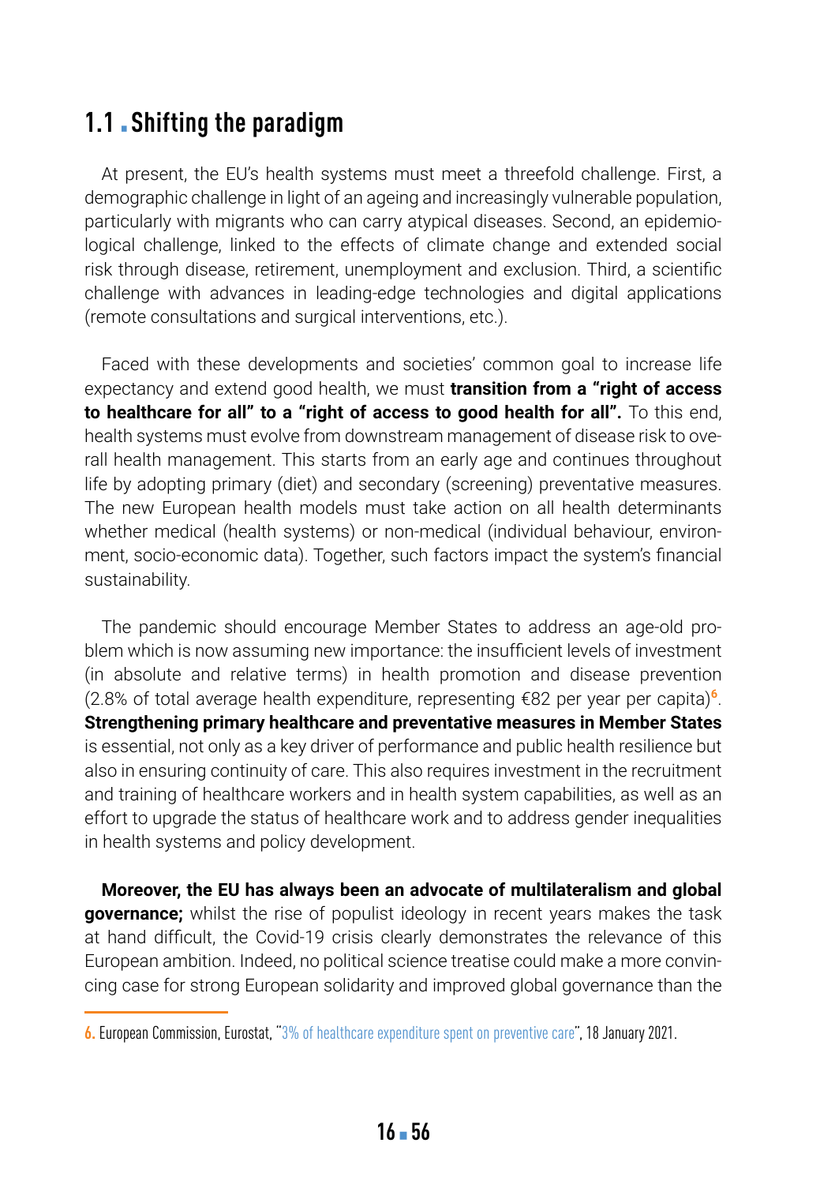## 1.1 Shifting the paradigm

At present, the EU's health systems must meet a threefold challenge. First, a demographic challenge in light of an ageing and increasingly vulnerable population, particularly with migrants who can carry atypical diseases. Second, an epidemiological challenge, linked to the effects of climate change and extended social risk through disease, retirement, unemployment and exclusion. Third, a scientific challenge with advances in leading-edge technologies and digital applications (remote consultations and surgical interventions, etc.).

Faced with these developments and societies' common goal to increase life expectancy and extend good health, we must **transition from a "right of access to healthcare for all" to a "right of access to good health for all".** To this end, health systems must evolve from downstream management of disease risk to overall health management. This starts from an early age and continues throughout life by adopting primary (diet) and secondary (screening) preventative measures. The new European health models must take action on all health determinants whether medical (health systems) or non-medical (individual behaviour, environment, socio-economic data). Together, such factors impact the system's financial sustainability.

The pandemic should encourage Member States to address an age-old problem which is now assuming new importance: the insufficient levels of investment (in absolute and relative terms) in health promotion and disease prevention (2.8% of total average health expenditure, representing €82 per year per capita)[6]. **Strengthening primary healthcare and preventative measures in Member States** is essential, not only as a key driver of performance and public health resilience but also in ensuring continuity of care. This also requires investment in the recruitment and training of healthcare workers and in health system capabilities, as well as an effort to upgrade the status of healthcare work and to address gender inequalities in health systems and policy development.

**Moreover, the EU has always been an advocate of multilateralism and global governance;** whilst the rise of populist ideology in recent years makes the task at hand difficult, the Covid-19 crisis clearly demonstrates the relevance of this European ambition. Indeed, no political science treatise could make a more convincing case for strong European solidarity and improved global governance than the

---

6. European Commission, Eurostat, "3% of healthcare expenditure spent on preventive care", 18 January 2021.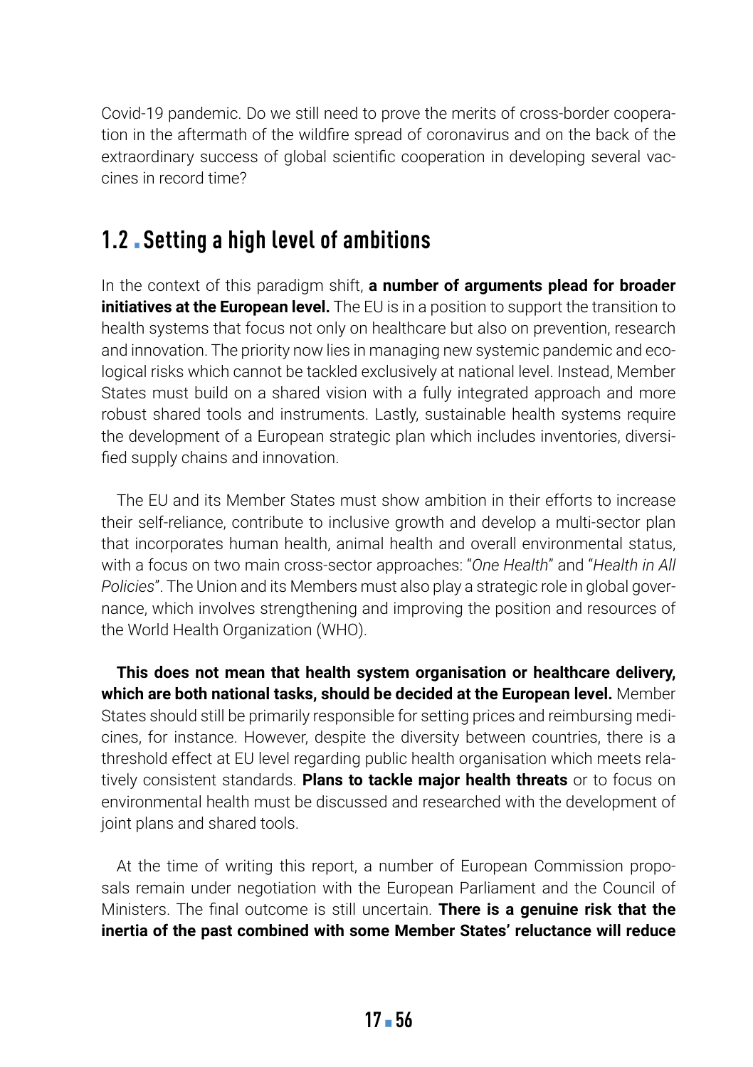Covid-19 pandemic. Do we still need to prove the merits of cross-border cooperation in the aftermath of the wildfire spread of coronavirus and on the back of the extraordinary success of global scientific cooperation in developing several vaccines in record time?

## 1.2 . Setting a high level of ambitions

In the context of this paradigm shift, **a number of arguments plead for broader initiatives at the European level.** The EU is in a position to support the transition to health systems that focus not only on healthcare but also on prevention, research and innovation. The priority now lies in managing new systemic pandemic and ecological risks which cannot be tackled exclusively at national level. Instead, Member States must build on a shared vision with a fully integrated approach and more robust shared tools and instruments. Lastly, sustainable health systems require the development of a European strategic plan which includes inventories, diversified supply chains and innovation.

The EU and its Member States must show ambition in their efforts to increase their self-reliance, contribute to inclusive growth and develop a multi-sector plan that incorporates human health, animal health and overall environmental status, with a focus on two main cross-sector approaches: "*One Health*" and "*Health in All Policies*". The Union and its Members must also play a strategic role in global governance, which involves strengthening and improving the position and resources of the World Health Organization (WHO).

**This does not mean that health system organisation or healthcare delivery, which are both national tasks, should be decided at the European level.** Member States should still be primarily responsible for setting prices and reimbursing medicines, for instance. However, despite the diversity between countries, there is a threshold effect at EU level regarding public health organisation which meets relatively consistent standards. **Plans to tackle major health threats** or to focus on environmental health must be discussed and researched with the development of joint plans and shared tools.

At the time of writing this report, a number of European Commission proposals remain under negotiation with the European Parliament and the Council of Ministers. The final outcome is still uncertain. **There is a genuine risk that the inertia of the past combined with some Member States' reluctance will reduce**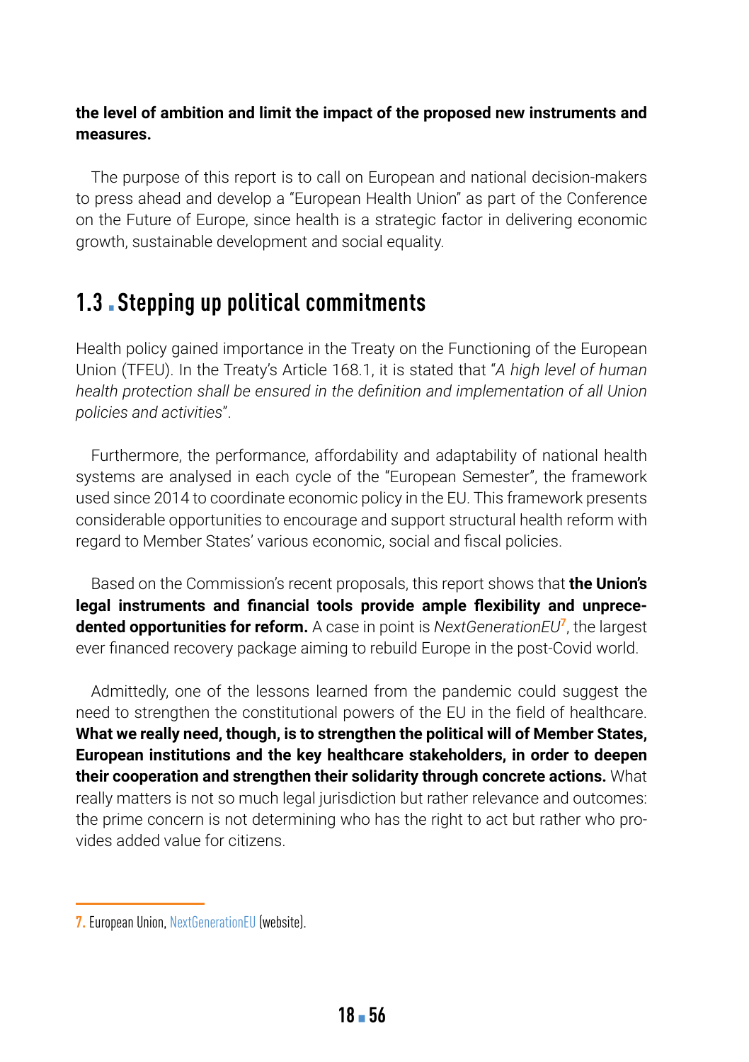**the level of ambition and limit the impact of the proposed new instruments and measures.**

The purpose of this report is to call on European and national decision-makers to press ahead and develop a "European Health Union" as part of the Conference on the Future of Europe, since health is a strategic factor in delivering economic growth, sustainable development and social equality.

## 1.3 Stepping up political commitments

Health policy gained importance in the Treaty on the Functioning of the European Union (TFEU). In the Treaty's Article 168.1, it is stated that "*A high level of human health protection shall be ensured in the definition and implementation of all Union policies and activities*".

Furthermore, the performance, affordability and adaptability of national health systems are analysed in each cycle of the "European Semester", the framework used since 2014 to coordinate economic policy in the EU. This framework presents considerable opportunities to encourage and support structural health reform with regard to Member States' various economic, social and fiscal policies.

Based on the Commission's recent proposals, this report shows that **the Union's legal instruments and financial tools provide ample flexibility and unprecedented opportunities for reform.** A case in point is *NextGenerationEU*[7], the largest ever financed recovery package aiming to rebuild Europe in the post-Covid world.

Admittedly, one of the lessons learned from the pandemic could suggest the need to strengthen the constitutional powers of the EU in the field of healthcare. **What we really need, though, is to strengthen the political will of Member States, European institutions and the key healthcare stakeholders, in order to deepen their cooperation and strengthen their solidarity through concrete actions.** What really matters is not so much legal jurisdiction but rather relevance and outcomes: the prime concern is not determining who has the right to act but rather who provides added value for citizens.

---

7. European Union, NextGenerationEU (website).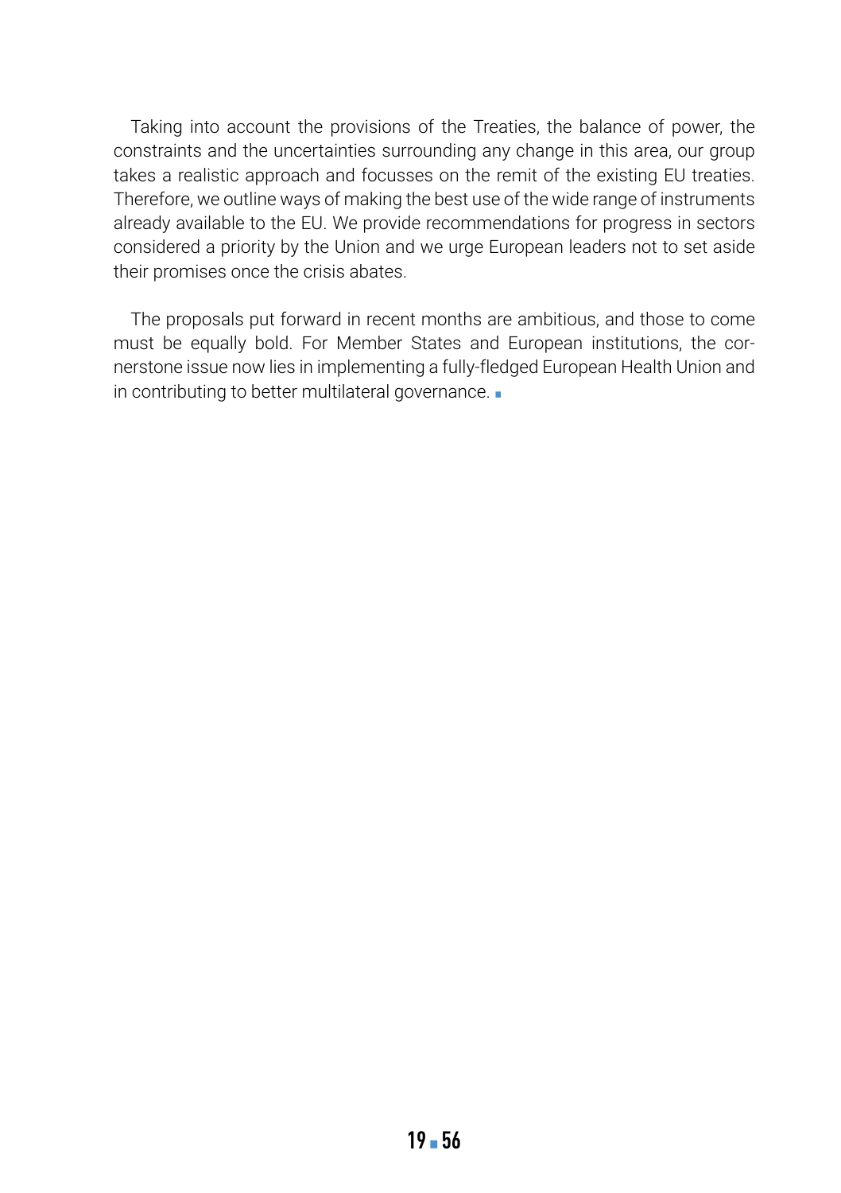Taking into account the provisions of the Treaties, the balance of power, the constraints and the uncertainties surrounding any change in this area, our group takes a realistic approach and focusses on the remit of the existing EU treaties. Therefore, we outline ways of making the best use of the wide range of instruments already available to the EU. We provide recommendations for progress in sectors considered a priority by the Union and we urge European leaders not to set aside their promises once the crisis abates.

The proposals put forward in recent months are ambitious, and those to come must be equally bold. For Member States and European institutions, the cornerstone issue now lies in implementing a fully-fledged European Health Union and in contributing to better multilateral governance.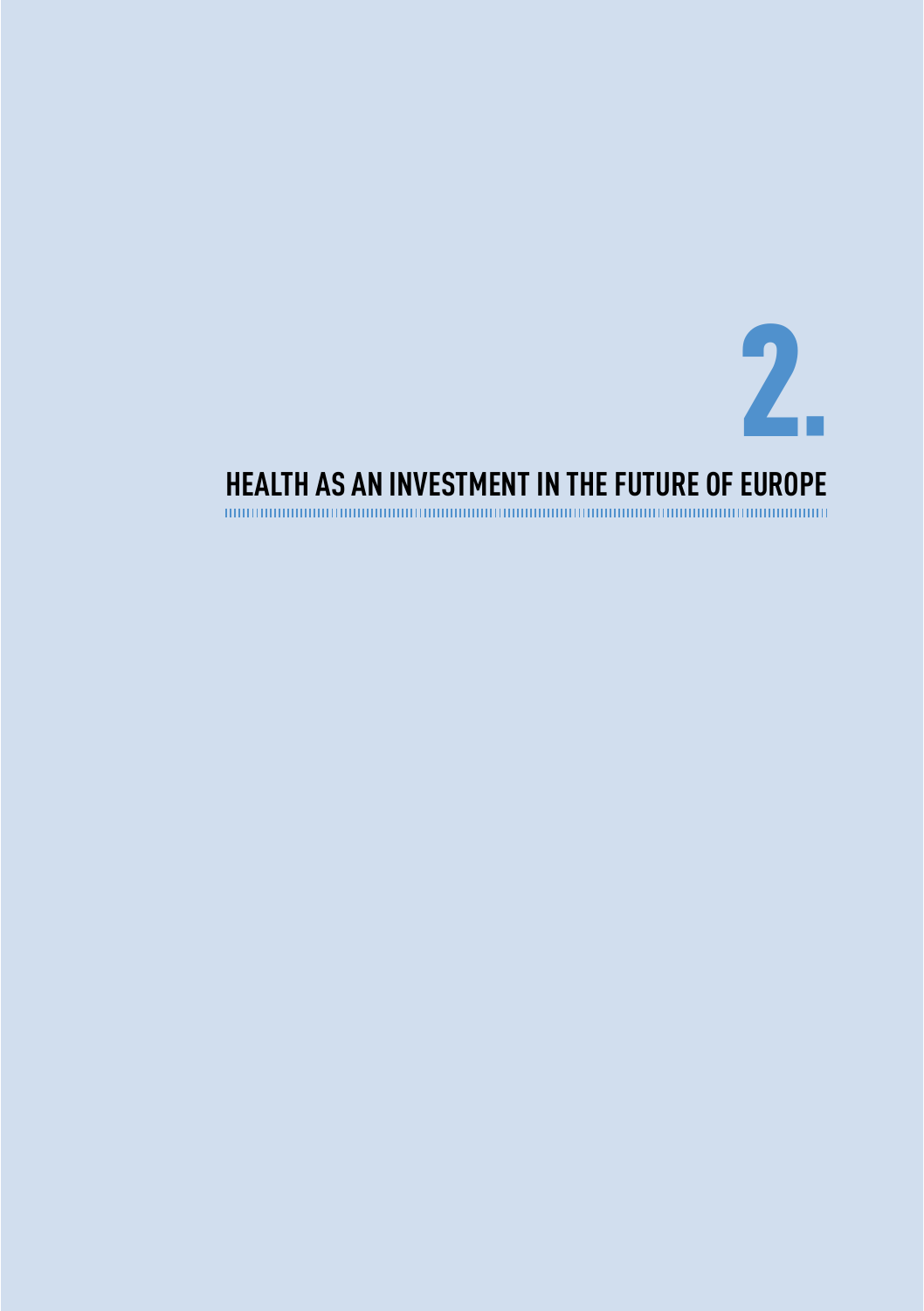# 2. HEALTH AS AN INVESTMENT IN THE FUTURE OF EUROPE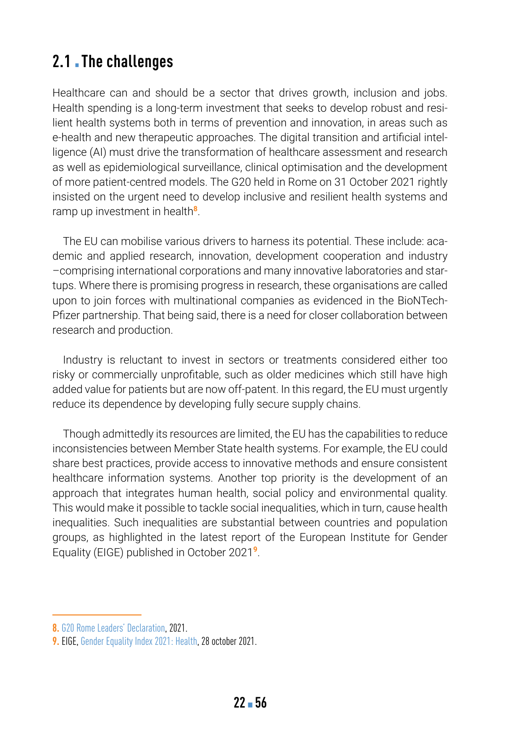## 2.1 The challenges

Healthcare can and should be a sector that drives growth, inclusion and jobs. Health spending is a long-term investment that seeks to develop robust and resilient health systems both in terms of prevention and innovation, in areas such as e-health and new therapeutic approaches. The digital transition and artificial intelligence (AI) must drive the transformation of healthcare assessment and research as well as epidemiological surveillance, clinical optimisation and the development of more patient-centred models. The G20 held in Rome on 31 October 2021 rightly insisted on the urgent need to develop inclusive and resilient health systems and ramp up investment in health[8].

The EU can mobilise various drivers to harness its potential. These include: academic and applied research, innovation, development cooperation and industry –comprising international corporations and many innovative laboratories and startups. Where there is promising progress in research, these organisations are called upon to join forces with multinational companies as evidenced in the BioNTech-Pfizer partnership. That being said, there is a need for closer collaboration between research and production.

Industry is reluctant to invest in sectors or treatments considered either too risky or commercially unprofitable, such as older medicines which still have high added value for patients but are now off-patent. In this regard, the EU must urgently reduce its dependence by developing fully secure supply chains.

Though admittedly its resources are limited, the EU has the capabilities to reduce inconsistencies between Member State health systems. For example, the EU could share best practices, provide access to innovative methods and ensure consistent healthcare information systems. Another top priority is the development of an approach that integrates human health, social policy and environmental quality. This would make it possible to tackle social inequalities, which in turn, cause health inequalities. Such inequalities are substantial between countries and population groups, as highlighted in the latest report of the European Institute for Gender Equality (EIGE) published in October 2021[9].

---

8. G20 Rome Leaders' Declaration, 2021.
9. EIGE, Gender Equality Index 2021: Health, 28 october 2021.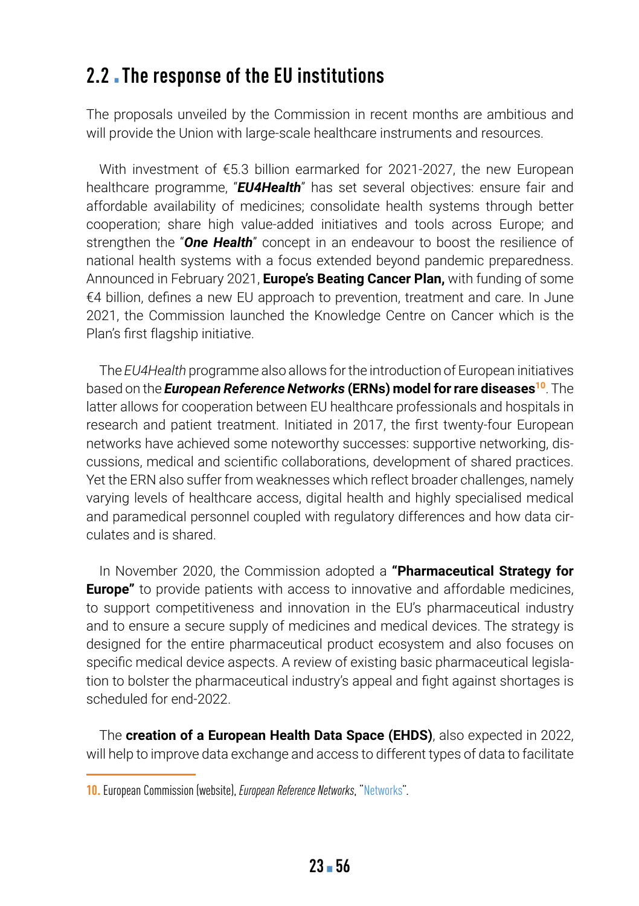## 2.2 The response of the EU institutions

The proposals unveiled by the Commission in recent months are ambitious and will provide the Union with large-scale healthcare instruments and resources.

With investment of €5.3 billion earmarked for 2021-2027, the new European healthcare programme, "***EU4Health***" has set several objectives: ensure fair and affordable availability of medicines; consolidate health systems through better cooperation; share high value-added initiatives and tools across Europe; and strengthen the "***One Health***" concept in an endeavour to boost the resilience of national health systems with a focus extended beyond pandemic preparedness. Announced in February 2021, **Europe's Beating Cancer Plan,** with funding of some €4 billion, defines a new EU approach to prevention, treatment and care. In June 2021, the Commission launched the Knowledge Centre on Cancer which is the Plan's first flagship initiative.

The *EU4Health* programme also allows for the introduction of European initiatives based on the ***European Reference Networks* (ERNs) model for rare diseases**[10]. The latter allows for cooperation between EU healthcare professionals and hospitals in research and patient treatment. Initiated in 2017, the first twenty-four European networks have achieved some noteworthy successes: supportive networking, discussions, medical and scientific collaborations, development of shared practices. Yet the ERN also suffer from weaknesses which reflect broader challenges, namely varying levels of healthcare access, digital health and highly specialised medical and paramedical personnel coupled with regulatory differences and how data circulates and is shared.

In November 2020, the Commission adopted a **"Pharmaceutical Strategy for Europe"** to provide patients with access to innovative and affordable medicines, to support competitiveness and innovation in the EU's pharmaceutical industry and to ensure a secure supply of medicines and medical devices. The strategy is designed for the entire pharmaceutical product ecosystem and also focuses on specific medical device aspects. A review of existing basic pharmaceutical legislation to bolster the pharmaceutical industry's appeal and fight against shortages is scheduled for end-2022.

The **creation of a European Health Data Space (EHDS)**, also expected in 2022, will help to improve data exchange and access to different types of data to facilitate

---

**10.** European Commission (website), *European Reference Networks*, "Networks".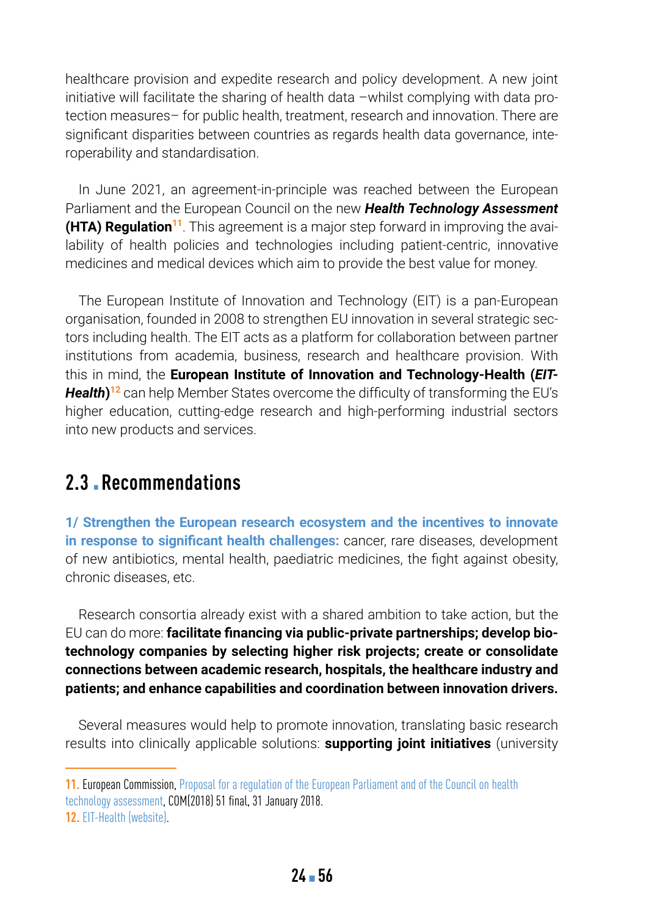healthcare provision and expedite research and policy development. A new joint initiative will facilitate the sharing of health data –whilst complying with data protection measures– for public health, treatment, research and innovation. There are significant disparities between countries as regards health data governance, interoperability and standardisation.

In June 2021, an agreement-in-principle was reached between the European Parliament and the European Council on the new ***Health Technology Assessment* (HTA) Regulation**[11]. This agreement is a major step forward in improving the availability of health policies and technologies including patient-centric, innovative medicines and medical devices which aim to provide the best value for money.

The European Institute of Innovation and Technology (EIT) is a pan-European organisation, founded in 2008 to strengthen EU innovation in several strategic sectors including health. The EIT acts as a platform for collaboration between partner institutions from academia, business, research and healthcare provision. With this in mind, the **European Institute of Innovation and Technology-Health (*EIT-Health*)**[12] can help Member States overcome the difficulty of transforming the EU's higher education, cutting-edge research and high-performing industrial sectors into new products and services.

## 2.3 Recommendations

**1/ Strengthen the European research ecosystem and the incentives to innovate in response to significant health challenges:** cancer, rare diseases, development of new antibiotics, mental health, paediatric medicines, the fight against obesity, chronic diseases, etc.

Research consortia already exist with a shared ambition to take action, but the EU can do more: **facilitate financing via public-private partnerships; develop biotechnology companies by selecting higher risk projects; create or consolidate connections between academic research, hospitals, the healthcare industry and patients; and enhance capabilities and coordination between innovation drivers.**

Several measures would help to promote innovation, translating basic research results into clinically applicable solutions: **supporting joint initiatives** (university

---

11. European Commission, Proposal for a regulation of the European Parliament and of the Council on health technology assessment, COM(2018) 51 final, 31 January 2018.

12. EIT-Health (website).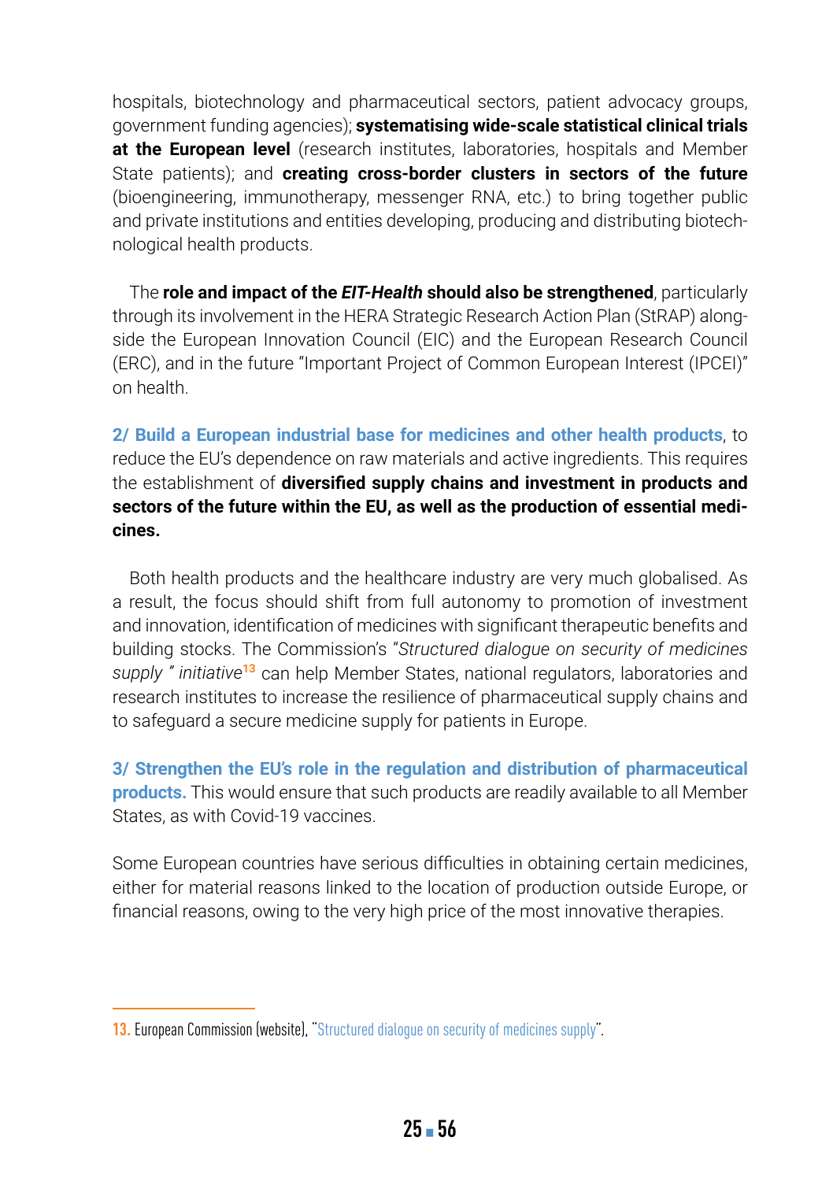hospitals, biotechnology and pharmaceutical sectors, patient advocacy groups, government funding agencies); **systematising wide-scale statistical clinical trials at the European level** (research institutes, laboratories, hospitals and Member State patients); and **creating cross-border clusters in sectors of the future** (bioengineering, immunotherapy, messenger RNA, etc.) to bring together public and private institutions and entities developing, producing and distributing biotechnological health products.

The **role and impact of the *EIT-Health* should also be strengthened**, particularly through its involvement in the HERA Strategic Research Action Plan (StRAP) alongside the European Innovation Council (EIC) and the European Research Council (ERC), and in the future "Important Project of Common European Interest (IPCEI)" on health.

**2/ Build a European industrial base for medicines and other health products**, to reduce the EU's dependence on raw materials and active ingredients. This requires the establishment of **diversified supply chains and investment in products and sectors of the future within the EU, as well as the production of essential medicines.**

Both health products and the healthcare industry are very much globalised. As a result, the focus should shift from full autonomy to promotion of investment and innovation, identification of medicines with significant therapeutic benefits and building stocks. The Commission's "*Structured dialogue on security of medicines supply " initiative*[13] can help Member States, national regulators, laboratories and research institutes to increase the resilience of pharmaceutical supply chains and to safeguard a secure medicine supply for patients in Europe.

**3/ Strengthen the EU's role in the regulation and distribution of pharmaceutical products.** This would ensure that such products are readily available to all Member States, as with Covid-19 vaccines.

Some European countries have serious difficulties in obtaining certain medicines, either for material reasons linked to the location of production outside Europe, or financial reasons, owing to the very high price of the most innovative therapies.

---

13. European Commission (website), "Structured dialogue on security of medicines supply".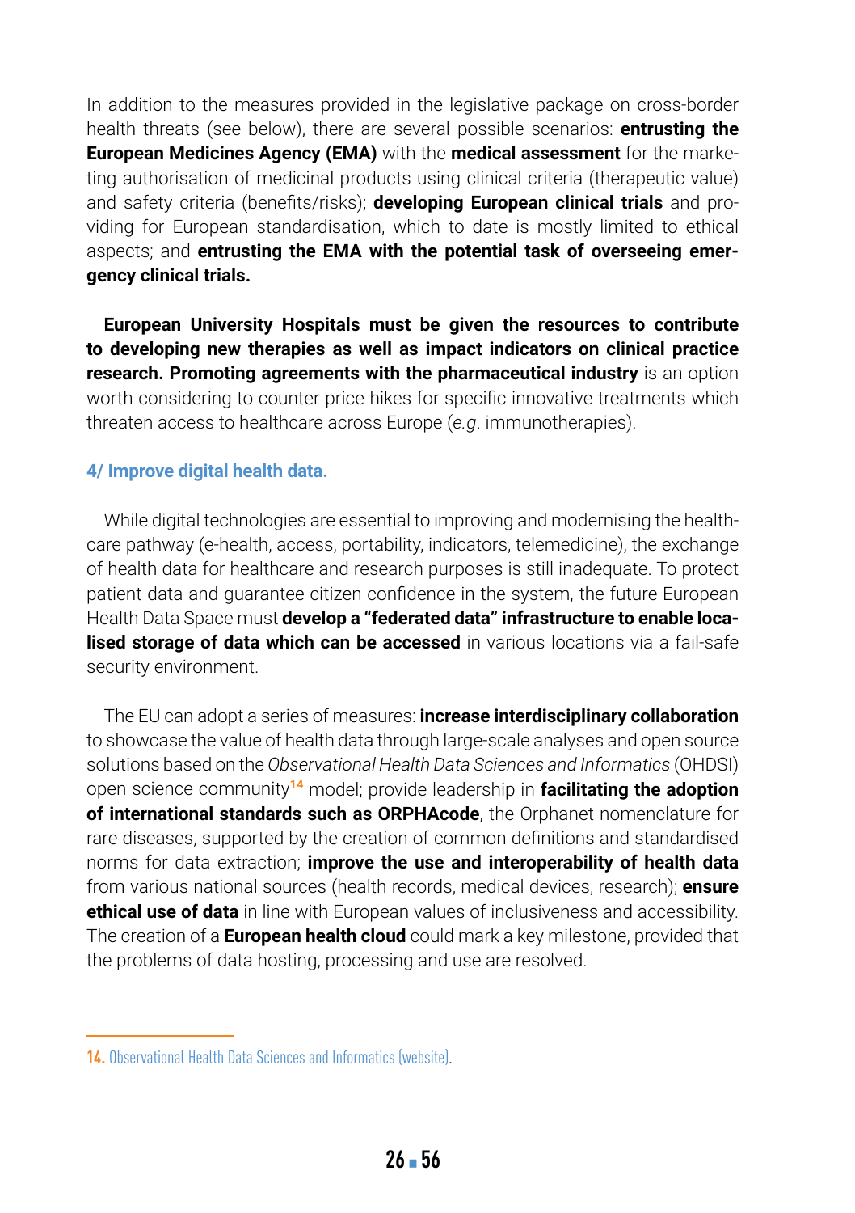In addition to the measures provided in the legislative package on cross-border health threats (see below), there are several possible scenarios: **entrusting the European Medicines Agency (EMA)** with the **medical assessment** for the marketing authorisation of medicinal products using clinical criteria (therapeutic value) and safety criteria (benefits/risks); **developing European clinical trials** and providing for European standardisation, which to date is mostly limited to ethical aspects; and **entrusting the EMA with the potential task of overseeing emergency clinical trials.**

**European University Hospitals must be given the resources to contribute to developing new therapies as well as impact indicators on clinical practice research. Promoting agreements with the pharmaceutical industry** is an option worth considering to counter price hikes for specific innovative treatments which threaten access to healthcare across Europe (*e.g*. immunotherapies).

### 4/ Improve digital health data.

While digital technologies are essential to improving and modernising the healthcare pathway (e-health, access, portability, indicators, telemedicine), the exchange of health data for healthcare and research purposes is still inadequate. To protect patient data and guarantee citizen confidence in the system, the future European Health Data Space must **develop a "federated data" infrastructure to enable localised storage of data which can be accessed** in various locations via a fail-safe security environment.

The EU can adopt a series of measures: **increase interdisciplinary collaboration** to showcase the value of health data through large-scale analyses and open source solutions based on the *Observational Health Data Sciences and Informatics* (OHDSI) open science community[14] model; provide leadership in **facilitating the adoption of international standards such as ORPHAcode**, the Orphanet nomenclature for rare diseases, supported by the creation of common definitions and standardised norms for data extraction; **improve the use and interoperability of health data** from various national sources (health records, medical devices, research); **ensure ethical use of data** in line with European values of inclusiveness and accessibility. The creation of a **European health cloud** could mark a key milestone, provided that the problems of data hosting, processing and use are resolved.

---

14. Observational Health Data Sciences and Informatics (website).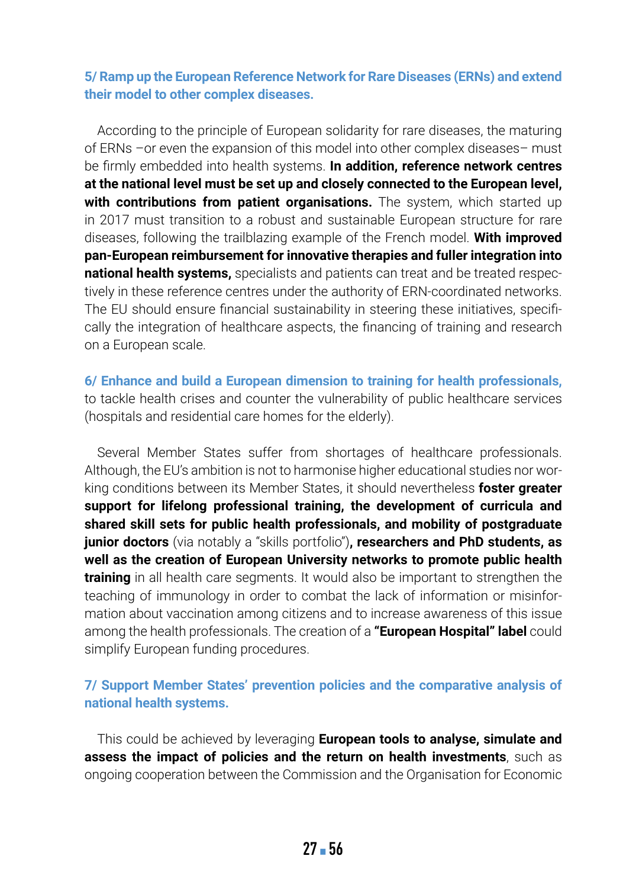### 5/ Ramp up the European Reference Network for Rare Diseases (ERNs) and extend their model to other complex diseases.

According to the principle of European solidarity for rare diseases, the maturing of ERNs –or even the expansion of this model into other complex diseases– must be firmly embedded into health systems. **In addition, reference network centres at the national level must be set up and closely connected to the European level, with contributions from patient organisations.** The system, which started up in 2017 must transition to a robust and sustainable European structure for rare diseases, following the trailblazing example of the French model. **With improved pan-European reimbursement for innovative therapies and fuller integration into national health systems,** specialists and patients can treat and be treated respectively in these reference centres under the authority of ERN-coordinated networks. The EU should ensure financial sustainability in steering these initiatives, specifically the integration of healthcare aspects, the financing of training and research on a European scale.

### 6/ Enhance and build a European dimension to training for health professionals, to tackle health crises and counter the vulnerability of public healthcare services (hospitals and residential care homes for the elderly).

Several Member States suffer from shortages of healthcare professionals. Although, the EU's ambition is not to harmonise higher educational studies nor working conditions between its Member States, it should nevertheless **foster greater support for lifelong professional training, the development of curricula and shared skill sets for public health professionals, and mobility of postgraduate junior doctors** (via notably a "skills portfolio")**, researchers and PhD students, as well as the creation of European University networks to promote public health training** in all health care segments. It would also be important to strengthen the teaching of immunology in order to combat the lack of information or misinformation about vaccination among citizens and to increase awareness of this issue among the health professionals. The creation of a **"European Hospital" label** could simplify European funding procedures.

### 7/ Support Member States' prevention policies and the comparative analysis of national health systems.

This could be achieved by leveraging **European tools to analyse, simulate and assess the impact of policies and the return on health investments**, such as ongoing cooperation between the Commission and the Organisation for Economic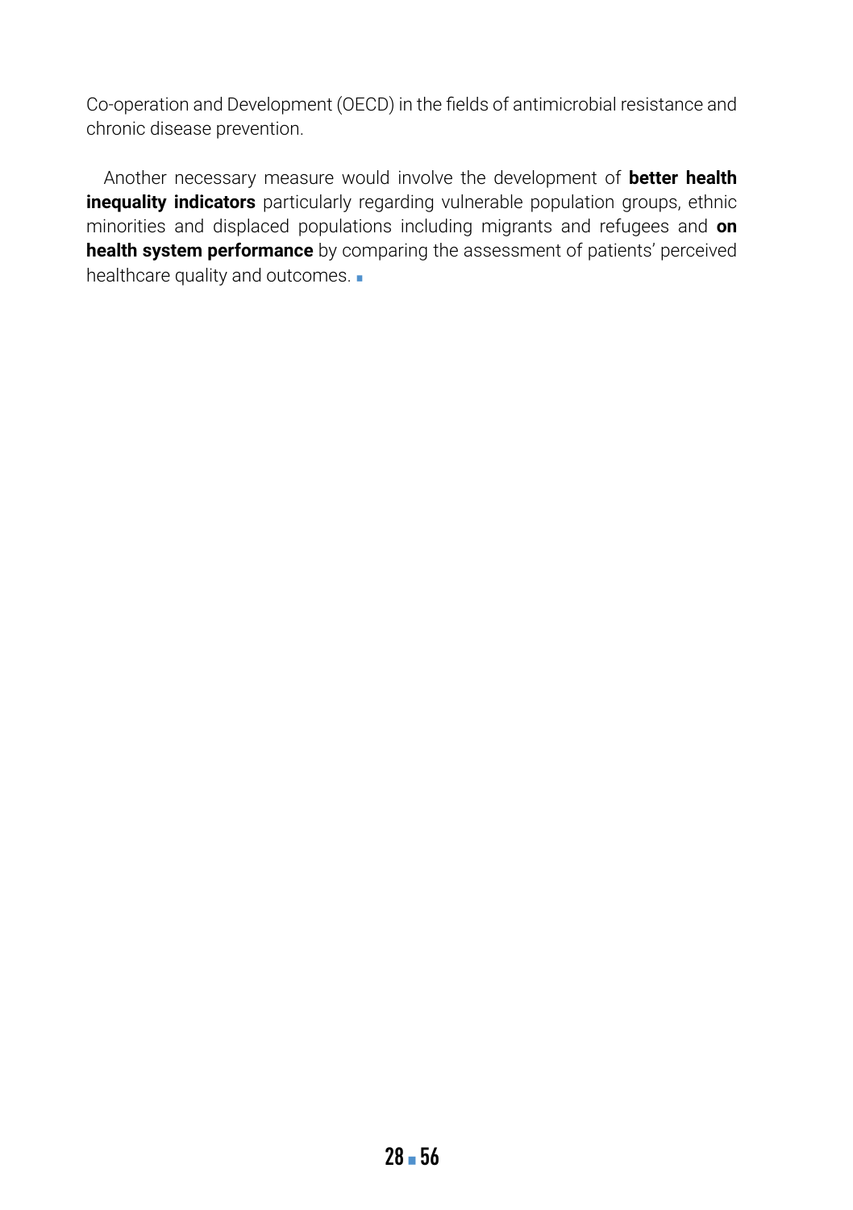Co-operation and Development (OECD) in the fields of antimicrobial resistance and chronic disease prevention.

Another necessary measure would involve the development of **better health inequality indicators** particularly regarding vulnerable population groups, ethnic minorities and displaced populations including migrants and refugees and **on health system performance** by comparing the assessment of patients' perceived healthcare quality and outcomes. ▪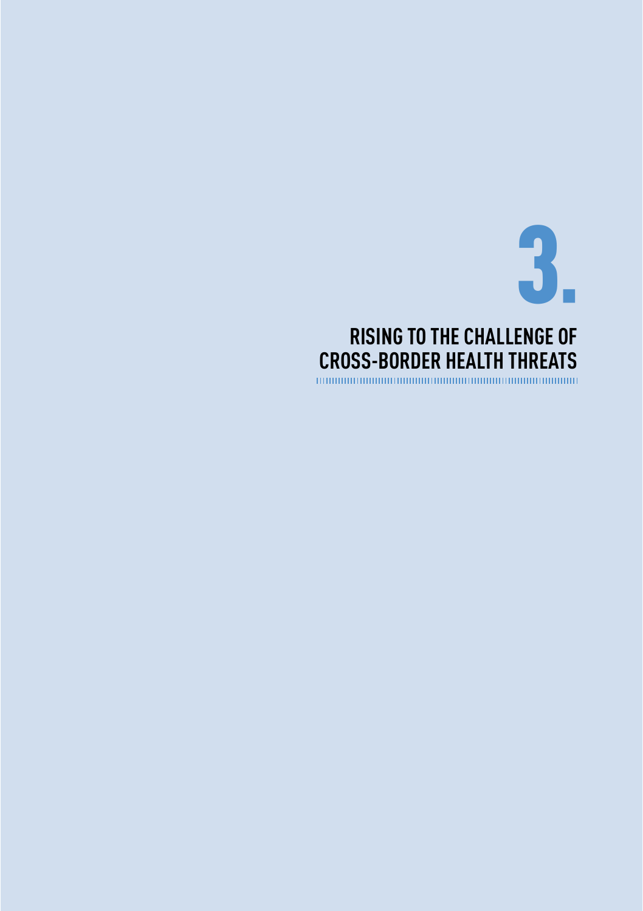# 3. RISING TO THE CHALLENGE OF CROSS-BORDER HEALTH THREATS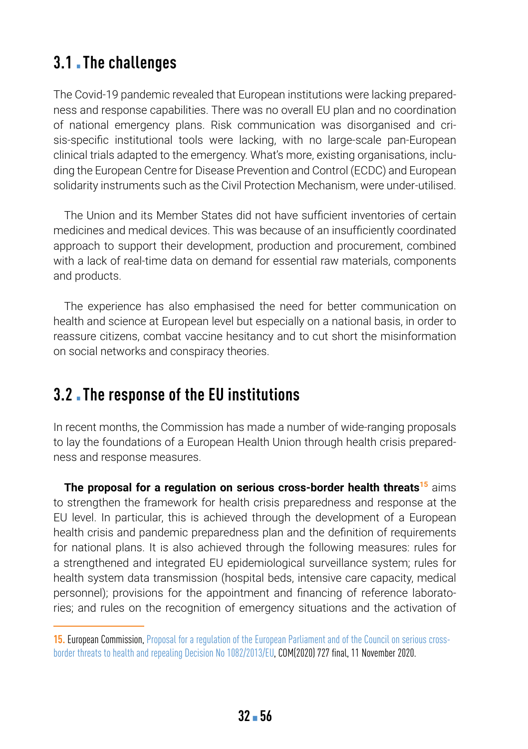## 3.1 The challenges

The Covid-19 pandemic revealed that European institutions were lacking preparedness and response capabilities. There was no overall EU plan and no coordination of national emergency plans. Risk communication was disorganised and crisis-specific institutional tools were lacking, with no large-scale pan-European clinical trials adapted to the emergency. What's more, existing organisations, including the European Centre for Disease Prevention and Control (ECDC) and European solidarity instruments such as the Civil Protection Mechanism, were under-utilised.

The Union and its Member States did not have sufficient inventories of certain medicines and medical devices. This was because of an insufficiently coordinated approach to support their development, production and procurement, combined with a lack of real-time data on demand for essential raw materials, components and products.

The experience has also emphasised the need for better communication on health and science at European level but especially on a national basis, in order to reassure citizens, combat vaccine hesitancy and to cut short the misinformation on social networks and conspiracy theories.

## 3.2 The response of the EU institutions

In recent months, the Commission has made a number of wide-ranging proposals to lay the foundations of a European Health Union through health crisis preparedness and response measures.

**The proposal for a regulation on serious cross-border health threats**[15] aims to strengthen the framework for health crisis preparedness and response at the EU level. In particular, this is achieved through the development of a European health crisis and pandemic preparedness plan and the definition of requirements for national plans. It is also achieved through the following measures: rules for a strengthened and integrated EU epidemiological surveillance system; rules for health system data transmission (hospital beds, intensive care capacity, medical personnel); provisions for the appointment and financing of reference laboratories; and rules on the recognition of emergency situations and the activation of

---

15. European Commission, Proposal for a regulation of the European Parliament and of the Council on serious cross-border threats to health and repealing Decision No 1082/2013/EU, COM(2020) 727 final, 11 November 2020.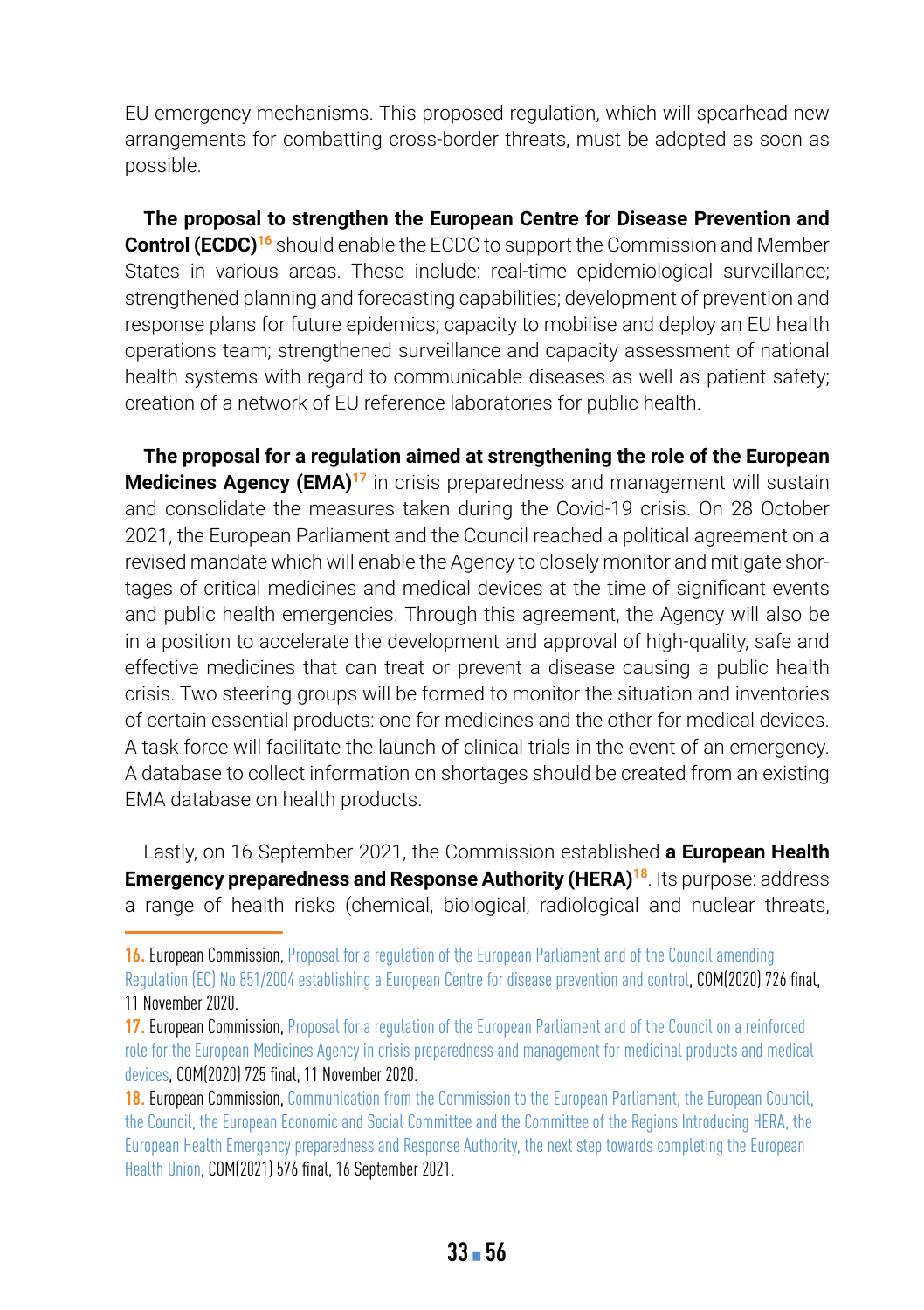EU emergency mechanisms. This proposed regulation, which will spearhead new arrangements for combatting cross-border threats, must be adopted as soon as possible.

**The proposal to strengthen the European Centre for Disease Prevention and Control (ECDC)**[16] should enable the ECDC to support the Commission and Member States in various areas. These include: real-time epidemiological surveillance; strengthened planning and forecasting capabilities; development of prevention and response plans for future epidemics; capacity to mobilise and deploy an EU health operations team; strengthened surveillance and capacity assessment of national health systems with regard to communicable diseases as well as patient safety; creation of a network of EU reference laboratories for public health.

**The proposal for a regulation aimed at strengthening the role of the European Medicines Agency (EMA)**[17] in crisis preparedness and management will sustain and consolidate the measures taken during the Covid-19 crisis. On 28 October 2021, the European Parliament and the Council reached a political agreement on a revised mandate which will enable the Agency to closely monitor and mitigate shortages of critical medicines and medical devices at the time of significant events and public health emergencies. Through this agreement, the Agency will also be in a position to accelerate the development and approval of high-quality, safe and effective medicines that can treat or prevent a disease causing a public health crisis. Two steering groups will be formed to monitor the situation and inventories of certain essential products: one for medicines and the other for medical devices. A task force will facilitate the launch of clinical trials in the event of an emergency. A database to collect information on shortages should be created from an existing EMA database on health products.

Lastly, on 16 September 2021, the Commission established **a European Health Emergency preparedness and Response Authority (HERA)**[18]. Its purpose: address a range of health risks (chemical, biological, radiological and nuclear threats,

---

16. European Commission, Proposal for a regulation of the European Parliament and of the Council amending Regulation (EC) No 851/2004 establishing a European Centre for disease prevention and control, COM(2020) 726 final, 11 November 2020.

17. European Commission, Proposal for a regulation of the European Parliament and of the Council on a reinforced role for the European Medicines Agency in crisis preparedness and management for medicinal products and medical devices, COM(2020) 725 final, 11 November 2020.

18. European Commission, Communication from the Commission to the European Parliament, the European Council, the Council, the European Economic and Social Committee and the Committee of the Regions Introducing HERA, the European Health Emergency preparedness and Response Authority, the next step towards completing the European Health Union, COM(2021) 576 final, 16 September 2021.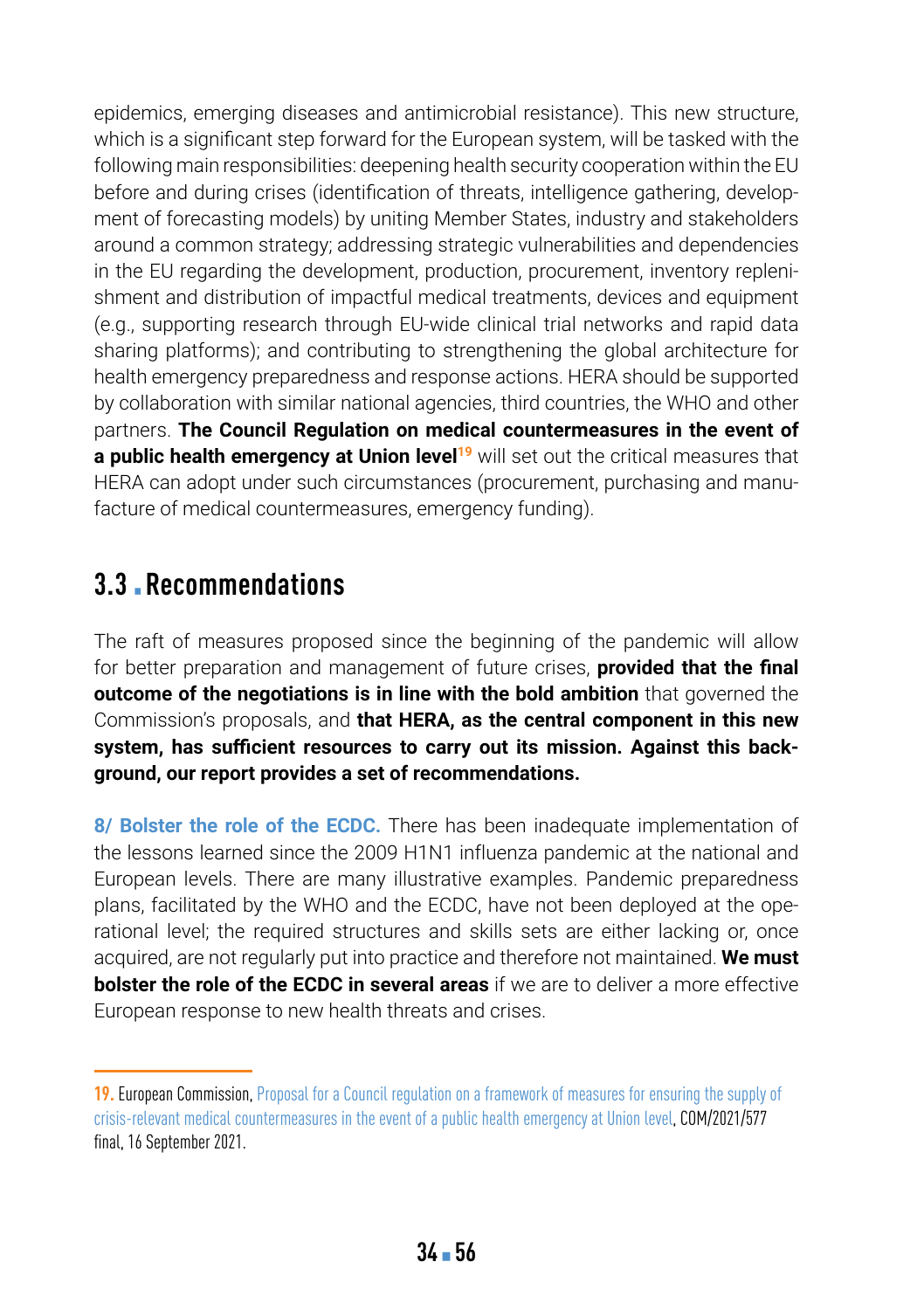epidemics, emerging diseases and antimicrobial resistance). This new structure, which is a significant step forward for the European system, will be tasked with the following main responsibilities: deepening health security cooperation within the EU before and during crises (identification of threats, intelligence gathering, development of forecasting models) by uniting Member States, industry and stakeholders around a common strategy; addressing strategic vulnerabilities and dependencies in the EU regarding the development, production, procurement, inventory replenishment and distribution of impactful medical treatments, devices and equipment (e.g., supporting research through EU-wide clinical trial networks and rapid data sharing platforms); and contributing to strengthening the global architecture for health emergency preparedness and response actions. HERA should be supported by collaboration with similar national agencies, third countries, the WHO and other partners. **The Council Regulation on medical countermeasures in the event of a public health emergency at Union level**[19] will set out the critical measures that HERA can adopt under such circumstances (procurement, purchasing and manufacture of medical countermeasures, emergency funding).

## 3.3 Recommendations

The raft of measures proposed since the beginning of the pandemic will allow for better preparation and management of future crises, **provided that the final outcome of the negotiations is in line with the bold ambition** that governed the Commission's proposals, and **that HERA, as the central component in this new system, has sufficient resources to carry out its mission. Against this background, our report provides a set of recommendations.**

**8/ Bolster the role of the ECDC.** There has been inadequate implementation of the lessons learned since the 2009 H1N1 influenza pandemic at the national and European levels. There are many illustrative examples. Pandemic preparedness plans, facilitated by the WHO and the ECDC, have not been deployed at the operational level; the required structures and skills sets are either lacking or, once acquired, are not regularly put into practice and therefore not maintained. **We must bolster the role of the ECDC in several areas** if we are to deliver a more effective European response to new health threats and crises.

---

19. European Commission, Proposal for a Council regulation on a framework of measures for ensuring the supply of crisis-relevant medical countermeasures in the event of a public health emergency at Union level, COM/2021/577 final, 16 September 2021.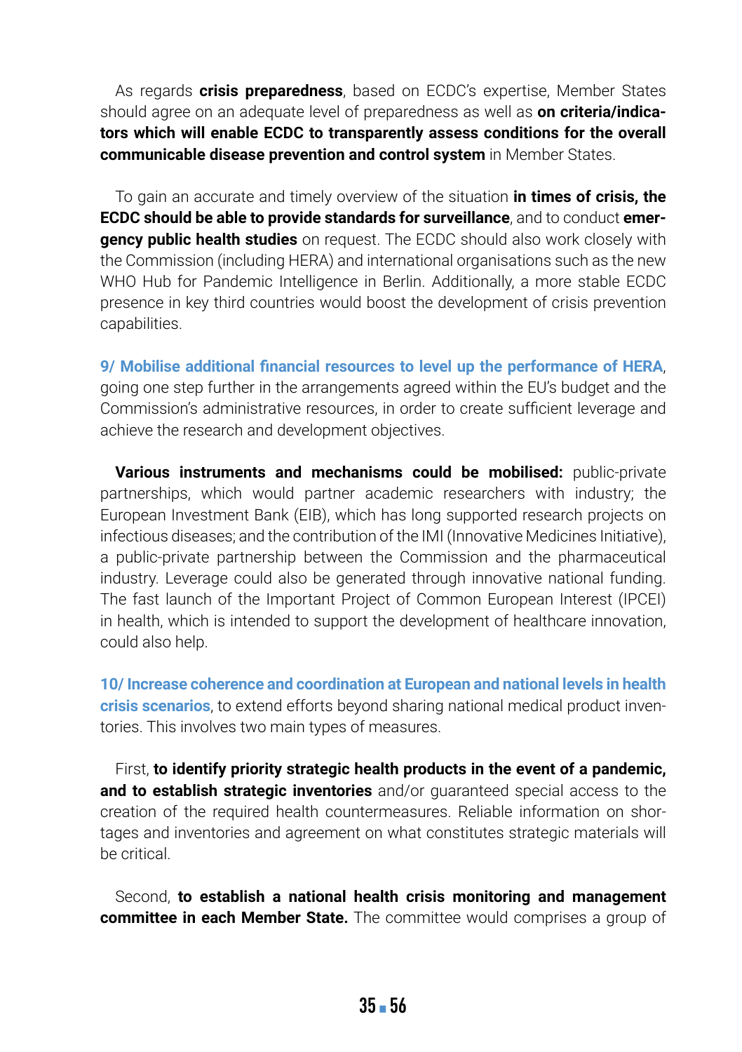As regards **crisis preparedness**, based on ECDC's expertise, Member States should agree on an adequate level of preparedness as well as **on criteria/indicators which will enable ECDC to transparently assess conditions for the overall communicable disease prevention and control system** in Member States.

To gain an accurate and timely overview of the situation **in times of crisis, the ECDC should be able to provide standards for surveillance**, and to conduct **emergency public health studies** on request. The ECDC should also work closely with the Commission (including HERA) and international organisations such as the new WHO Hub for Pandemic Intelligence in Berlin. Additionally, a more stable ECDC presence in key third countries would boost the development of crisis prevention capabilities.

**9/ Mobilise additional financial resources to level up the performance of HERA**, going one step further in the arrangements agreed within the EU's budget and the Commission's administrative resources, in order to create sufficient leverage and achieve the research and development objectives.

**Various instruments and mechanisms could be mobilised:** public-private partnerships, which would partner academic researchers with industry; the European Investment Bank (EIB), which has long supported research projects on infectious diseases; and the contribution of the IMI (Innovative Medicines Initiative), a public-private partnership between the Commission and the pharmaceutical industry. Leverage could also be generated through innovative national funding. The fast launch of the Important Project of Common European Interest (IPCEI) in health, which is intended to support the development of healthcare innovation, could also help.

**10/ Increase coherence and coordination at European and national levels in health crisis scenarios**, to extend efforts beyond sharing national medical product inventories. This involves two main types of measures.

First, **to identify priority strategic health products in the event of a pandemic, and to establish strategic inventories** and/or guaranteed special access to the creation of the required health countermeasures. Reliable information on shortages and inventories and agreement on what constitutes strategic materials will be critical.

Second, **to establish a national health crisis monitoring and management committee in each Member State.** The committee would comprises a group of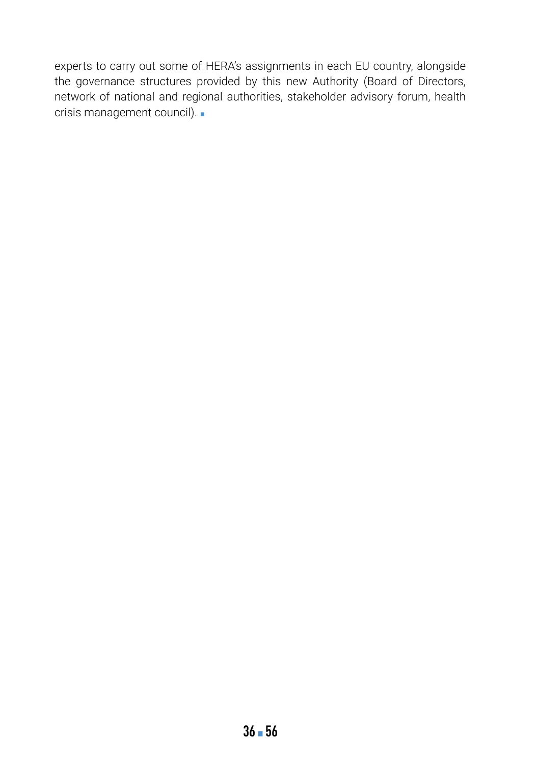experts to carry out some of HERA's assignments in each EU country, alongside the governance structures provided by this new Authority (Board of Directors, network of national and regional authorities, stakeholder advisory forum, health crisis management council).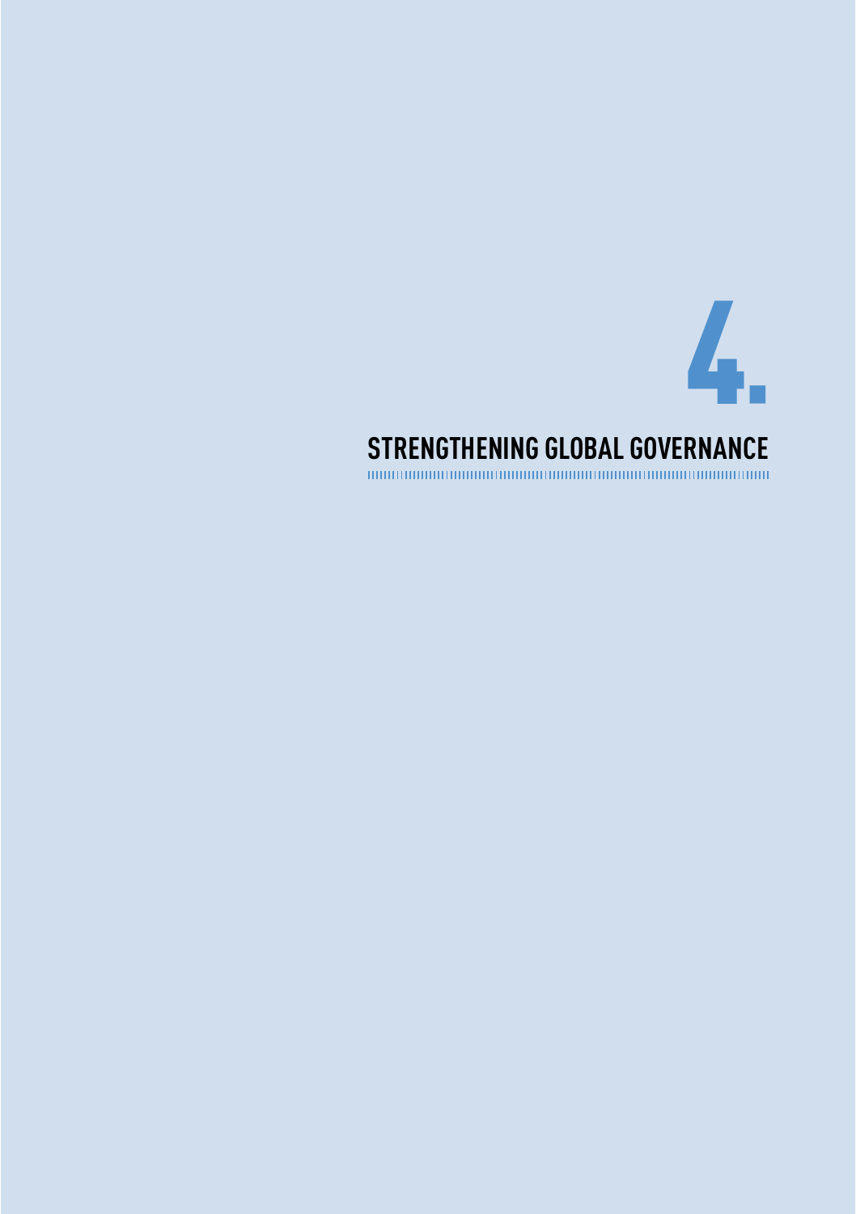# 4. STRENGTHENING GLOBAL GOVERNANCE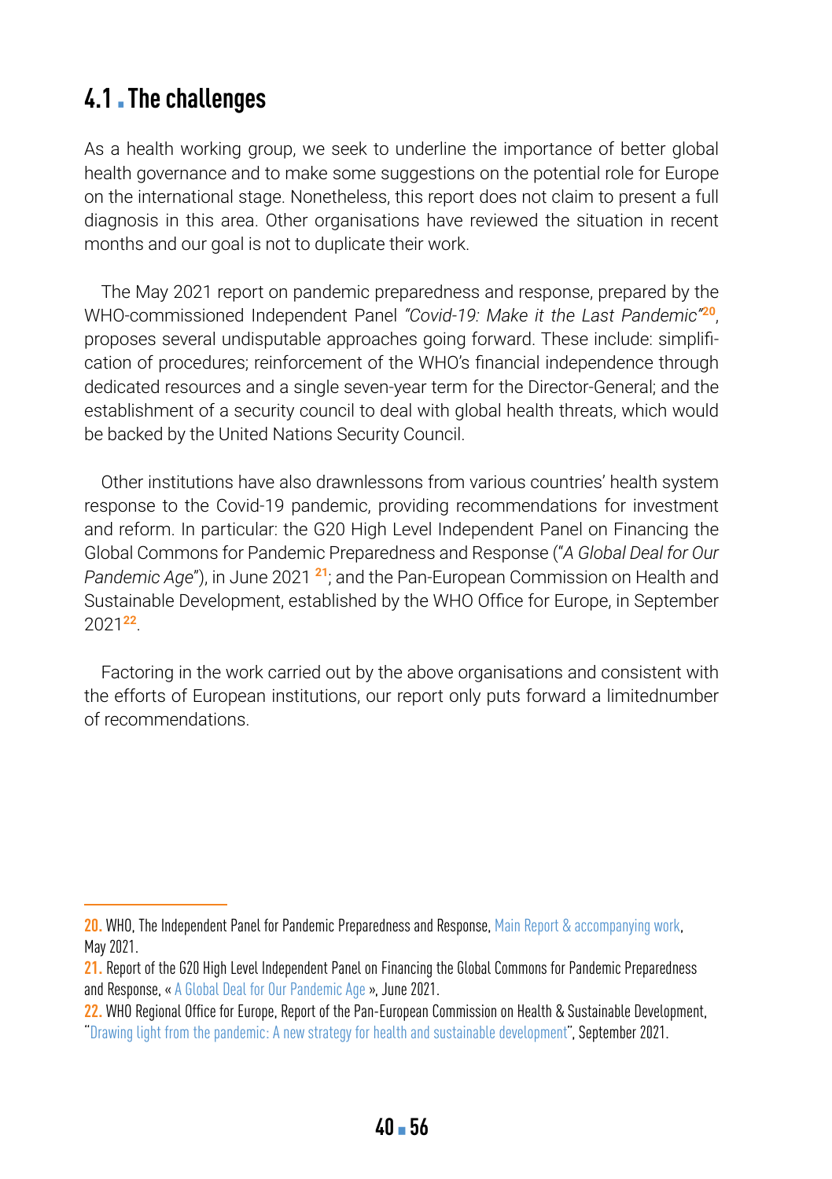## 4.1 The challenges

As a health working group, we seek to underline the importance of better global health governance and to make some suggestions on the potential role for Europe on the international stage. Nonetheless, this report does not claim to present a full diagnosis in this area. Other organisations have reviewed the situation in recent months and our goal is not to duplicate their work.

The May 2021 report on pandemic preparedness and response, prepared by the WHO-commissioned Independent Panel *"Covid-19: Make it the Last Pandemic"*[20], proposes several undisputable approaches going forward. These include: simplification of procedures; reinforcement of the WHO's financial independence through dedicated resources and a single seven-year term for the Director-General; and the establishment of a security council to deal with global health threats, which would be backed by the United Nations Security Council.

Other institutions have also drawnlessons from various countries' health system response to the Covid-19 pandemic, providing recommendations for investment and reform. In particular: the G20 High Level Independent Panel on Financing the Global Commons for Pandemic Preparedness and Response ("*A Global Deal for Our Pandemic Age*"), in June 2021 [21]; and the Pan-European Commission on Health and Sustainable Development, established by the WHO Office for Europe, in September 2021[22].

Factoring in the work carried out by the above organisations and consistent with the efforts of European institutions, our report only puts forward a limitednumber of recommendations.

---

20. WHO, The Independent Panel for Pandemic Preparedness and Response, Main Report & accompanying work, May 2021.

21. Report of the G20 High Level Independent Panel on Financing the Global Commons for Pandemic Preparedness and Response, « A Global Deal for Our Pandemic Age », June 2021.

22. WHO Regional Office for Europe, Report of the Pan-European Commission on Health & Sustainable Development, "Drawing light from the pandemic: A new strategy for health and sustainable development", September 2021.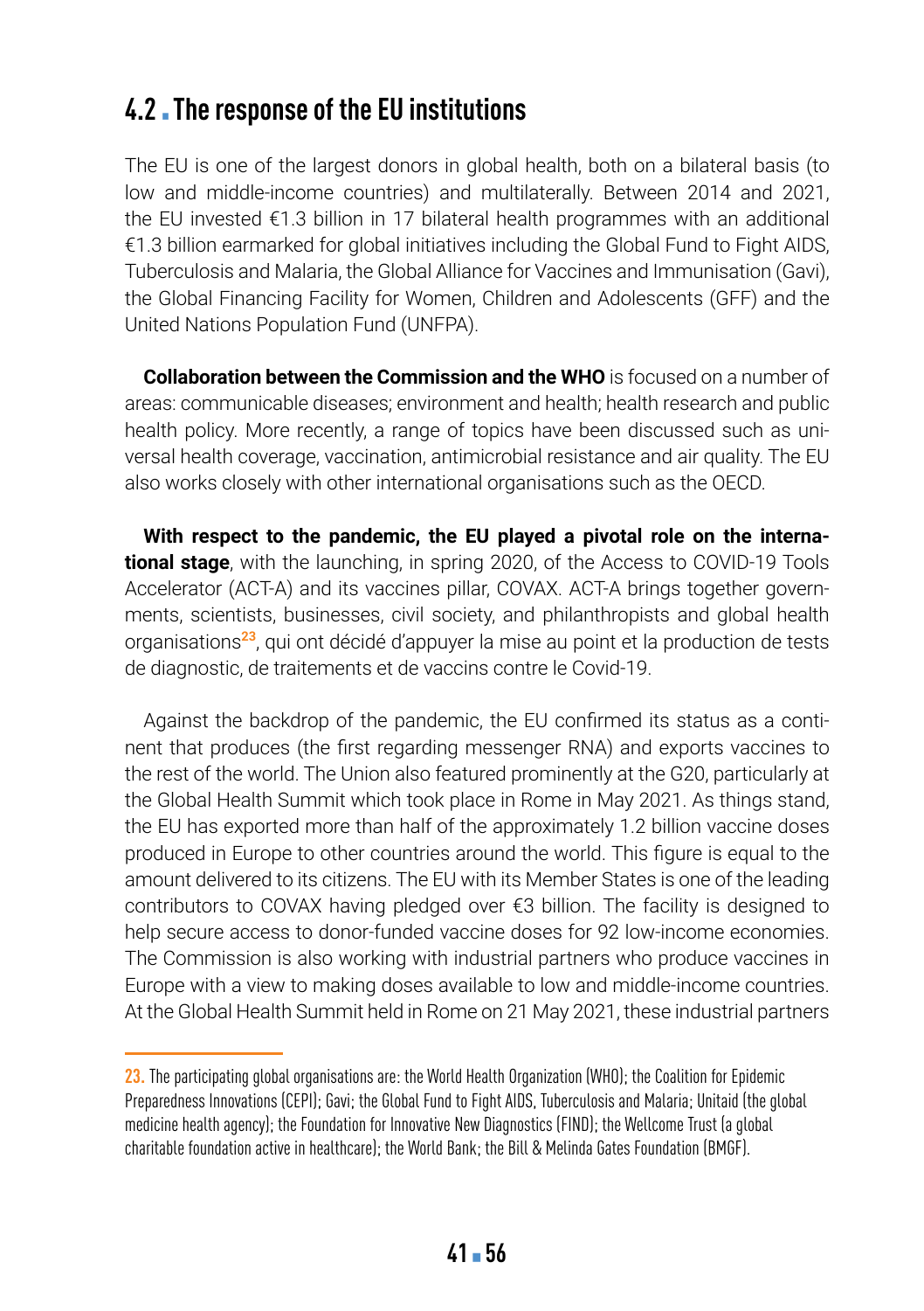## 4.2 . The response of the EU institutions

The EU is one of the largest donors in global health, both on a bilateral basis (to low and middle-income countries) and multilaterally. Between 2014 and 2021, the EU invested €1.3 billion in 17 bilateral health programmes with an additional €1.3 billion earmarked for global initiatives including the Global Fund to Fight AIDS, Tuberculosis and Malaria, the Global Alliance for Vaccines and Immunisation (Gavi), the Global Financing Facility for Women, Children and Adolescents (GFF) and the United Nations Population Fund (UNFPA).

**Collaboration between the Commission and the WHO** is focused on a number of areas: communicable diseases; environment and health; health research and public health policy. More recently, a range of topics have been discussed such as universal health coverage, vaccination, antimicrobial resistance and air quality. The EU also works closely with other international organisations such as the OECD.

**With respect to the pandemic, the EU played a pivotal role on the international stage**, with the launching, in spring 2020, of the Access to COVID-19 Tools Accelerator (ACT-A) and its vaccines pillar, COVAX. ACT-A brings together governments, scientists, businesses, civil society, and philanthropists and global health organisations[23], qui ont décidé d'appuyer la mise au point et la production de tests de diagnostic, de traitements et de vaccins contre le Covid-19.

Against the backdrop of the pandemic, the EU confirmed its status as a continent that produces (the first regarding messenger RNA) and exports vaccines to the rest of the world. The Union also featured prominently at the G20, particularly at the Global Health Summit which took place in Rome in May 2021. As things stand, the EU has exported more than half of the approximately 1.2 billion vaccine doses produced in Europe to other countries around the world. This figure is equal to the amount delivered to its citizens. The EU with its Member States is one of the leading contributors to COVAX having pledged over €3 billion. The facility is designed to help secure access to donor-funded vaccine doses for 92 low-income economies. The Commission is also working with industrial partners who produce vaccines in Europe with a view to making doses available to low and middle-income countries. At the Global Health Summit held in Rome on 21 May 2021, these industrial partners

---

23. The participating global organisations are: the World Health Organization (WHO); the Coalition for Epidemic Preparedness Innovations (CEPI); Gavi; the Global Fund to Fight AIDS, Tuberculosis and Malaria; Unitaid (the global medicine health agency); the Foundation for Innovative New Diagnostics (FIND); the Wellcome Trust (a global charitable foundation active in healthcare); the World Bank; the Bill & Melinda Gates Foundation (BMGF).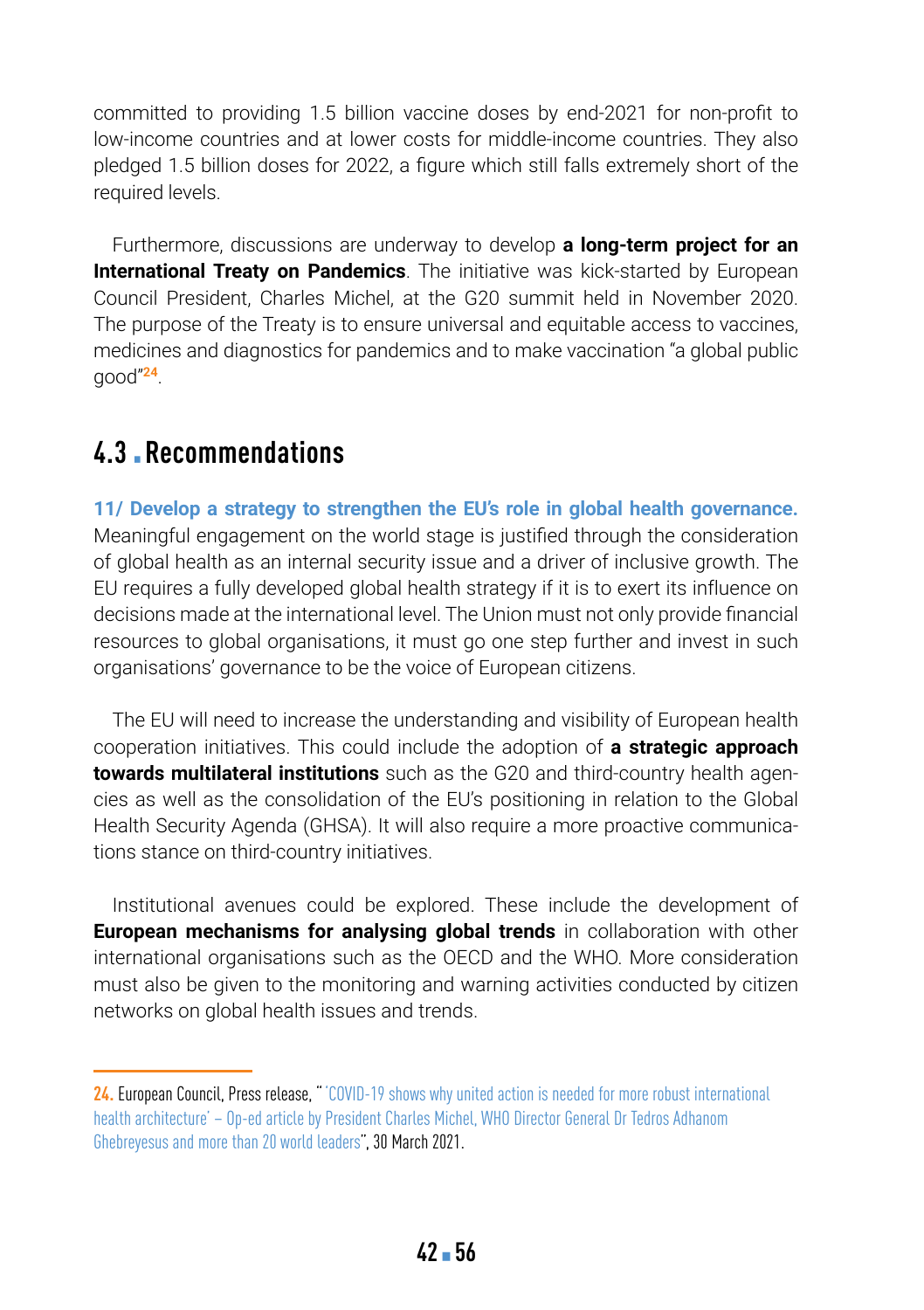committed to providing 1.5 billion vaccine doses by end-2021 for non-profit to low-income countries and at lower costs for middle-income countries. They also pledged 1.5 billion doses for 2022, a figure which still falls extremely short of the required levels.

Furthermore, discussions are underway to develop **a long-term project for an International Treaty on Pandemics**. The initiative was kick-started by European Council President, Charles Michel, at the G20 summit held in November 2020. The purpose of the Treaty is to ensure universal and equitable access to vaccines, medicines and diagnostics for pandemics and to make vaccination "a global public good"[24].

## 4.3 Recommendations

**11/ Develop a strategy to strengthen the EU's role in global health governance.** Meaningful engagement on the world stage is justified through the consideration of global health as an internal security issue and a driver of inclusive growth. The EU requires a fully developed global health strategy if it is to exert its influence on decisions made at the international level. The Union must not only provide financial resources to global organisations, it must go one step further and invest in such organisations' governance to be the voice of European citizens.

The EU will need to increase the understanding and visibility of European health cooperation initiatives. This could include the adoption of **a strategic approach towards multilateral institutions** such as the G20 and third-country health agencies as well as the consolidation of the EU's positioning in relation to the Global Health Security Agenda (GHSA). It will also require a more proactive communications stance on third-country initiatives.

Institutional avenues could be explored. These include the development of **European mechanisms for analysing global trends** in collaboration with other international organisations such as the OECD and the WHO. More consideration must also be given to the monitoring and warning activities conducted by citizen networks on global health issues and trends.

---

24. European Council, Press release, "'COVID-19 shows why united action is needed for more robust international health architecture' – Op-ed article by President Charles Michel, WHO Director General Dr Tedros Adhanom Ghebreyesus and more than 20 world leaders", 30 March 2021.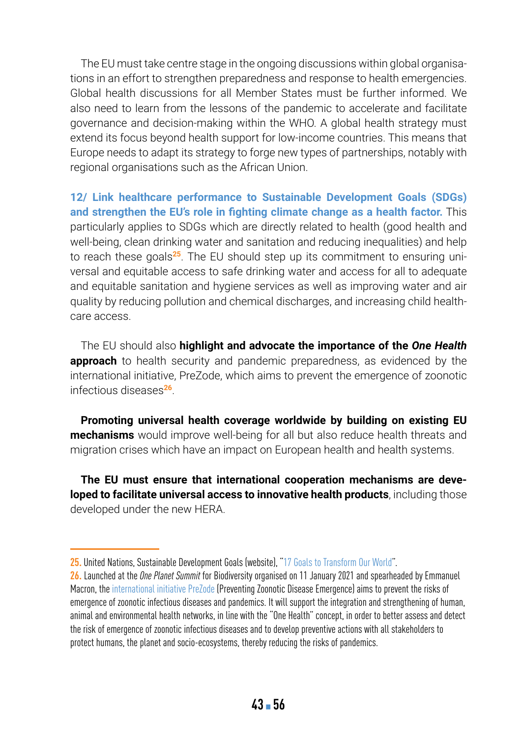The EU must take centre stage in the ongoing discussions within global organisations in an effort to strengthen preparedness and response to health emergencies. Global health discussions for all Member States must be further informed. We also need to learn from the lessons of the pandemic to accelerate and facilitate governance and decision-making within the WHO. A global health strategy must extend its focus beyond health support for low-income countries. This means that Europe needs to adapt its strategy to forge new types of partnerships, notably with regional organisations such as the African Union.

**12/ Link healthcare performance to Sustainable Development Goals (SDGs) and strengthen the EU's role in fighting climate change as a health factor.** This particularly applies to SDGs which are directly related to health (good health and well-being, clean drinking water and sanitation and reducing inequalities) and help to reach these goals[25]. The EU should step up its commitment to ensuring universal and equitable access to safe drinking water and access for all to adequate and equitable sanitation and hygiene services as well as improving water and air quality by reducing pollution and chemical discharges, and increasing child healthcare access.

The EU should also **highlight and advocate the importance of the *One Health* approach** to health security and pandemic preparedness, as evidenced by the international initiative, PreZode, which aims to prevent the emergence of zoonotic infectious diseases[26].

**Promoting universal health coverage worldwide by building on existing EU mechanisms** would improve well-being for all but also reduce health threats and migration crises which have an impact on European health and health systems.

**The EU must ensure that international cooperation mechanisms are developed to facilitate universal access to innovative health products**, including those developed under the new HERA.

---

25. United Nations, Sustainable Development Goals (website), "17 Goals to Transform Our World".

26. Launched at the *One Planet Summit* for Biodiversity organised on 11 January 2021 and spearheaded by Emmanuel Macron, the international initiative PreZode (Preventing Zoonotic Disease Emergence) aims to prevent the risks of emergence of zoonotic infectious diseases and pandemics. It will support the integration and strengthening of human, animal and environmental health networks, in line with the "One Health" concept, in order to better assess and detect the risk of emergence of zoonotic infectious diseases and to develop preventive actions with all stakeholders to protect humans, the planet and socio-ecosystems, thereby reducing the risks of pandemics.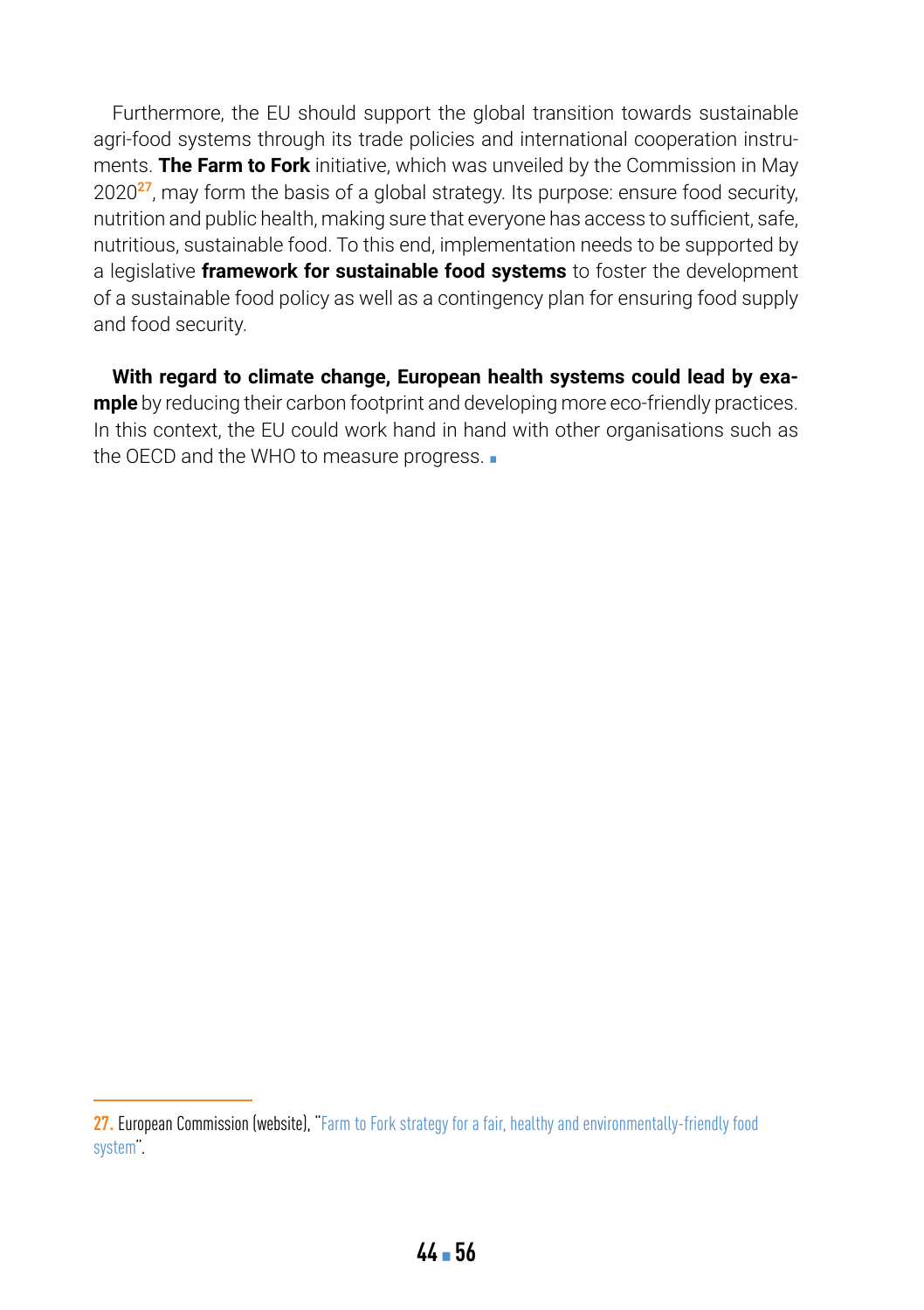Furthermore, the EU should support the global transition towards sustainable agri-food systems through its trade policies and international cooperation instruments. **The Farm to Fork** initiative, which was unveiled by the Commission in May 2020[27], may form the basis of a global strategy. Its purpose: ensure food security, nutrition and public health, making sure that everyone has access to sufficient, safe, nutritious, sustainable food. To this end, implementation needs to be supported by a legislative **framework for sustainable food systems** to foster the development of a sustainable food policy as well as a contingency plan for ensuring food supply and food security.

**With regard to climate change, European health systems could lead by example** by reducing their carbon footprint and developing more eco-friendly practices. In this context, the EU could work hand in hand with other organisations such as the OECD and the WHO to measure progress. ▪

---

27. European Commission (website), "Farm to Fork strategy for a fair, healthy and environmentally-friendly food system".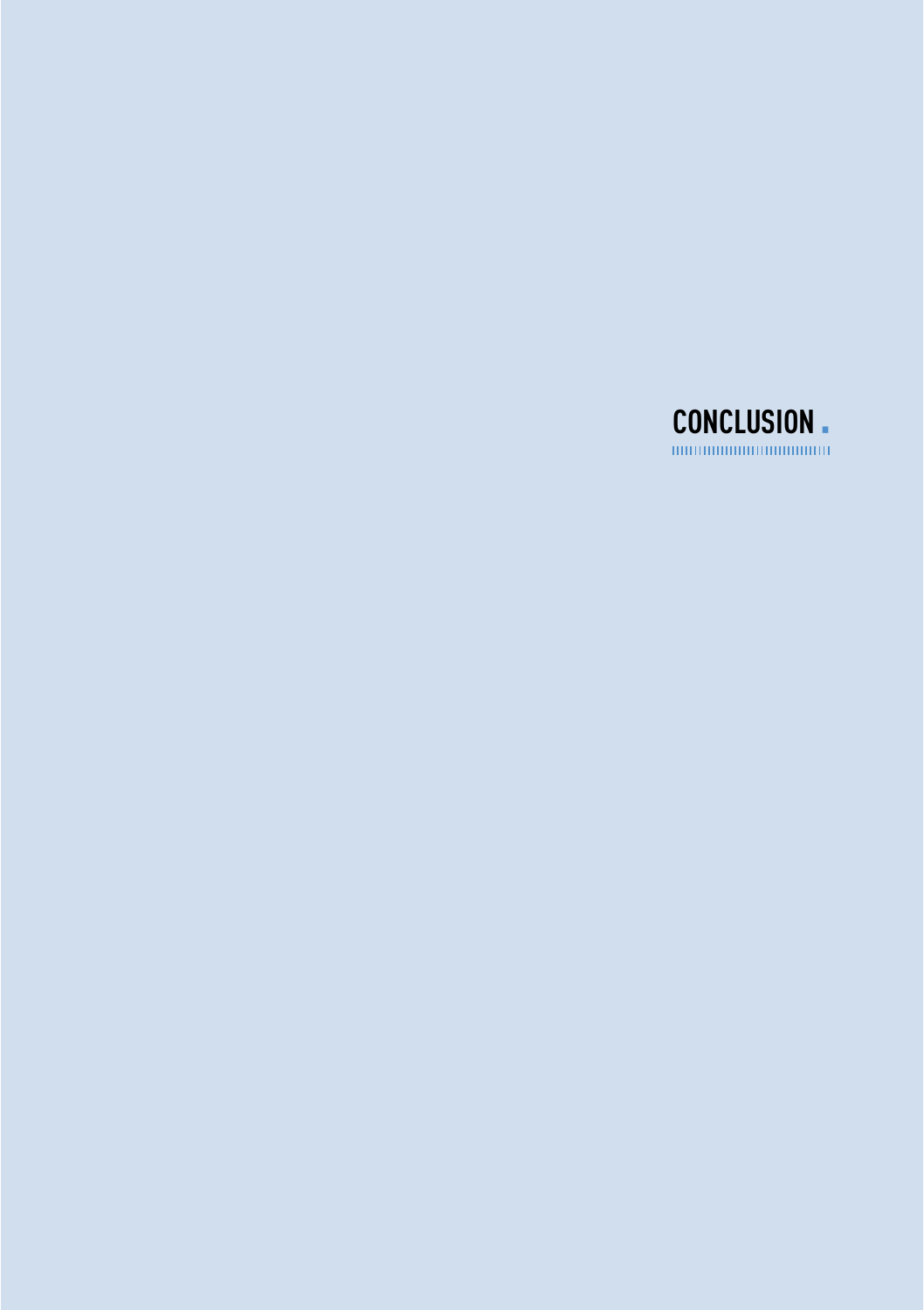# CONCLUSION .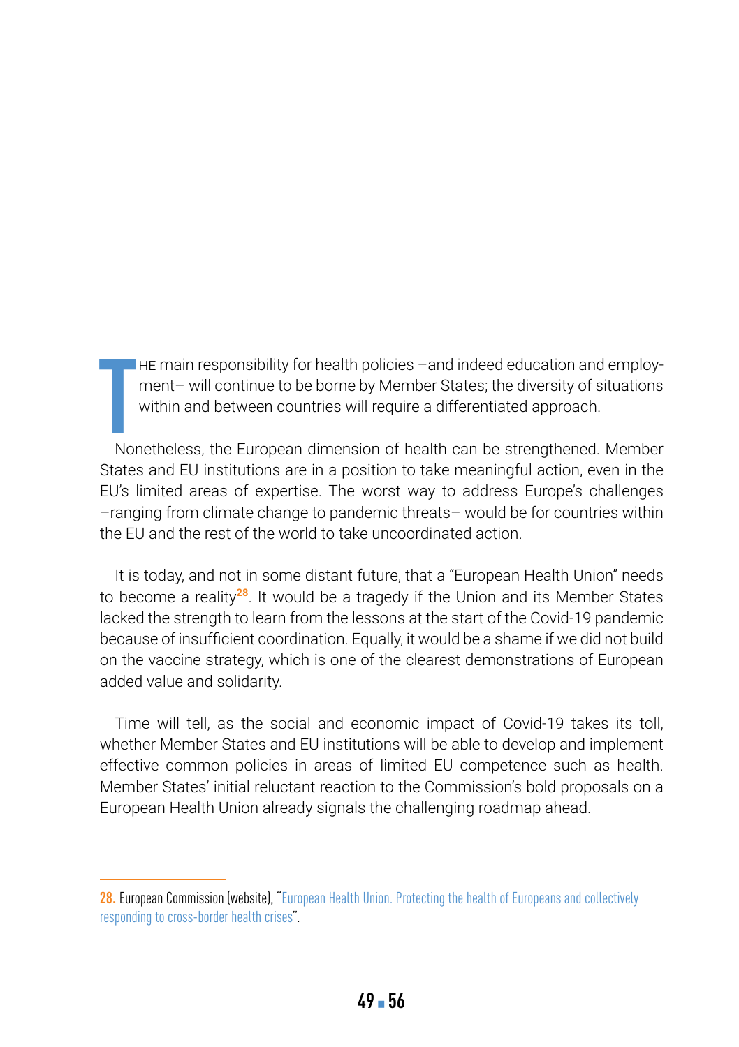THE main responsibility for health policies –and indeed education and employment– will continue to be borne by Member States; the diversity of situations within and between countries will require a differentiated approach.

Nonetheless, the European dimension of health can be strengthened. Member States and EU institutions are in a position to take meaningful action, even in the EU's limited areas of expertise. The worst way to address Europe's challenges –ranging from climate change to pandemic threats– would be for countries within the EU and the rest of the world to take uncoordinated action.

It is today, and not in some distant future, that a "European Health Union" needs to become a reality[28]. It would be a tragedy if the Union and its Member States lacked the strength to learn from the lessons at the start of the Covid-19 pandemic because of insufficient coordination. Equally, it would be a shame if we did not build on the vaccine strategy, which is one of the clearest demonstrations of European added value and solidarity.

Time will tell, as the social and economic impact of Covid-19 takes its toll, whether Member States and EU institutions will be able to develop and implement effective common policies in areas of limited EU competence such as health. Member States' initial reluctant reaction to the Commission's bold proposals on a European Health Union already signals the challenging roadmap ahead.

---

28. European Commission (website), "European Health Union. Protecting the health of Europeans and collectively responding to cross-border health crises".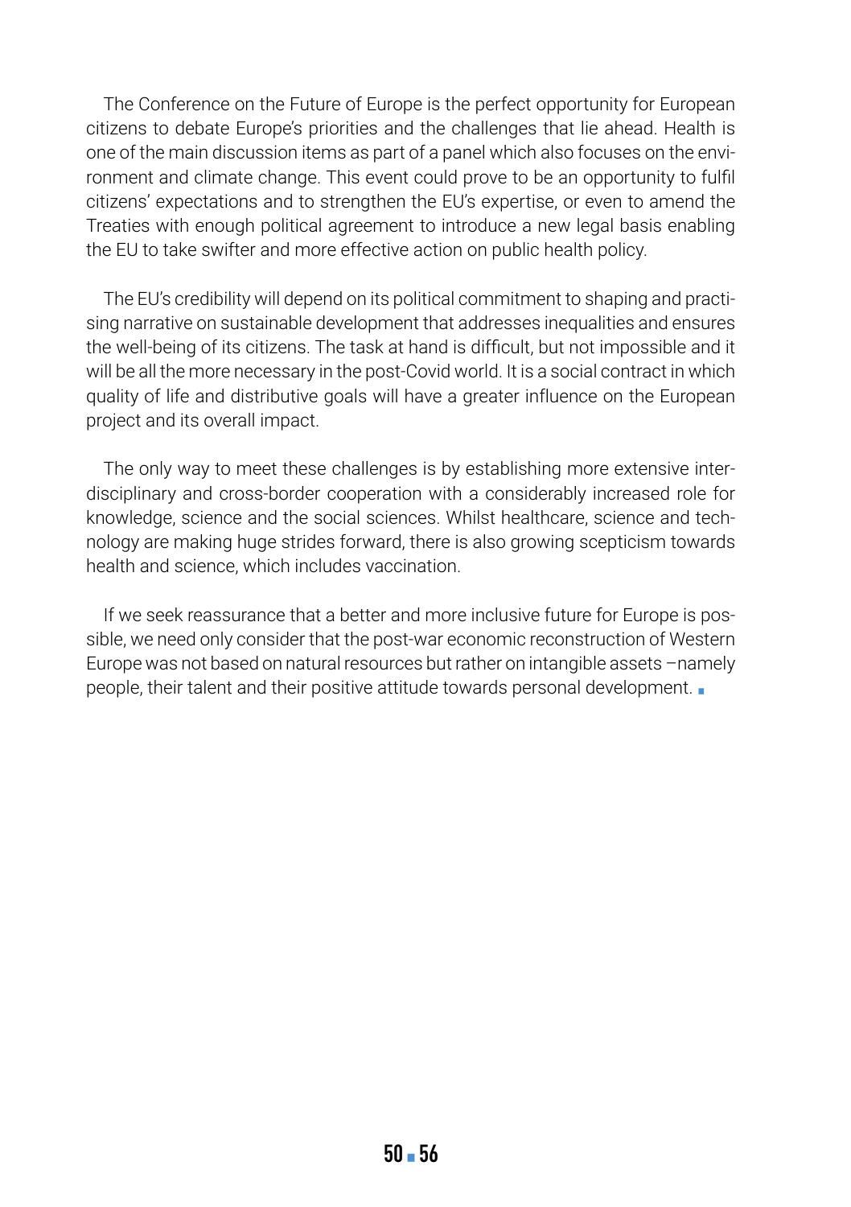The Conference on the Future of Europe is the perfect opportunity for European citizens to debate Europe's priorities and the challenges that lie ahead. Health is one of the main discussion items as part of a panel which also focuses on the environment and climate change. This event could prove to be an opportunity to fulfil citizens' expectations and to strengthen the EU's expertise, or even to amend the Treaties with enough political agreement to introduce a new legal basis enabling the EU to take swifter and more effective action on public health policy.

The EU's credibility will depend on its political commitment to shaping and practising narrative on sustainable development that addresses inequalities and ensures the well-being of its citizens. The task at hand is difficult, but not impossible and it will be all the more necessary in the post-Covid world. It is a social contract in which quality of life and distributive goals will have a greater influence on the European project and its overall impact.

The only way to meet these challenges is by establishing more extensive interdisciplinary and cross-border cooperation with a considerably increased role for knowledge, science and the social sciences. Whilst healthcare, science and technology are making huge strides forward, there is also growing scepticism towards health and science, which includes vaccination.

If we seek reassurance that a better and more inclusive future for Europe is possible, we need only consider that the post-war economic reconstruction of Western Europe was not based on natural resources but rather on intangible assets –namely people, their talent and their positive attitude towards personal development. ■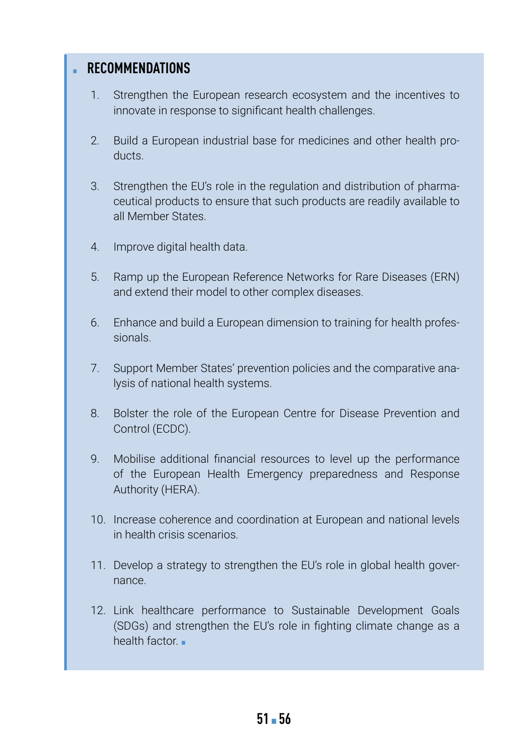## RECOMMENDATIONS

1. Strengthen the European research ecosystem and the incentives to innovate in response to significant health challenges.

2. Build a European industrial base for medicines and other health products.

3. Strengthen the EU's role in the regulation and distribution of pharmaceutical products to ensure that such products are readily available to all Member States.

4. Improve digital health data.

5. Ramp up the European Reference Networks for Rare Diseases (ERN) and extend their model to other complex diseases.

6. Enhance and build a European dimension to training for health professionals.

7. Support Member States' prevention policies and the comparative analysis of national health systems.

8. Bolster the role of the European Centre for Disease Prevention and Control (ECDC).

9. Mobilise additional financial resources to level up the performance of the European Health Emergency preparedness and Response Authority (HERA).

10. Increase coherence and coordination at European and national levels in health crisis scenarios.

11. Develop a strategy to strengthen the EU's role in global health governance.

12. Link healthcare performance to Sustainable Development Goals (SDGs) and strengthen the EU's role in fighting climate change as a health factor.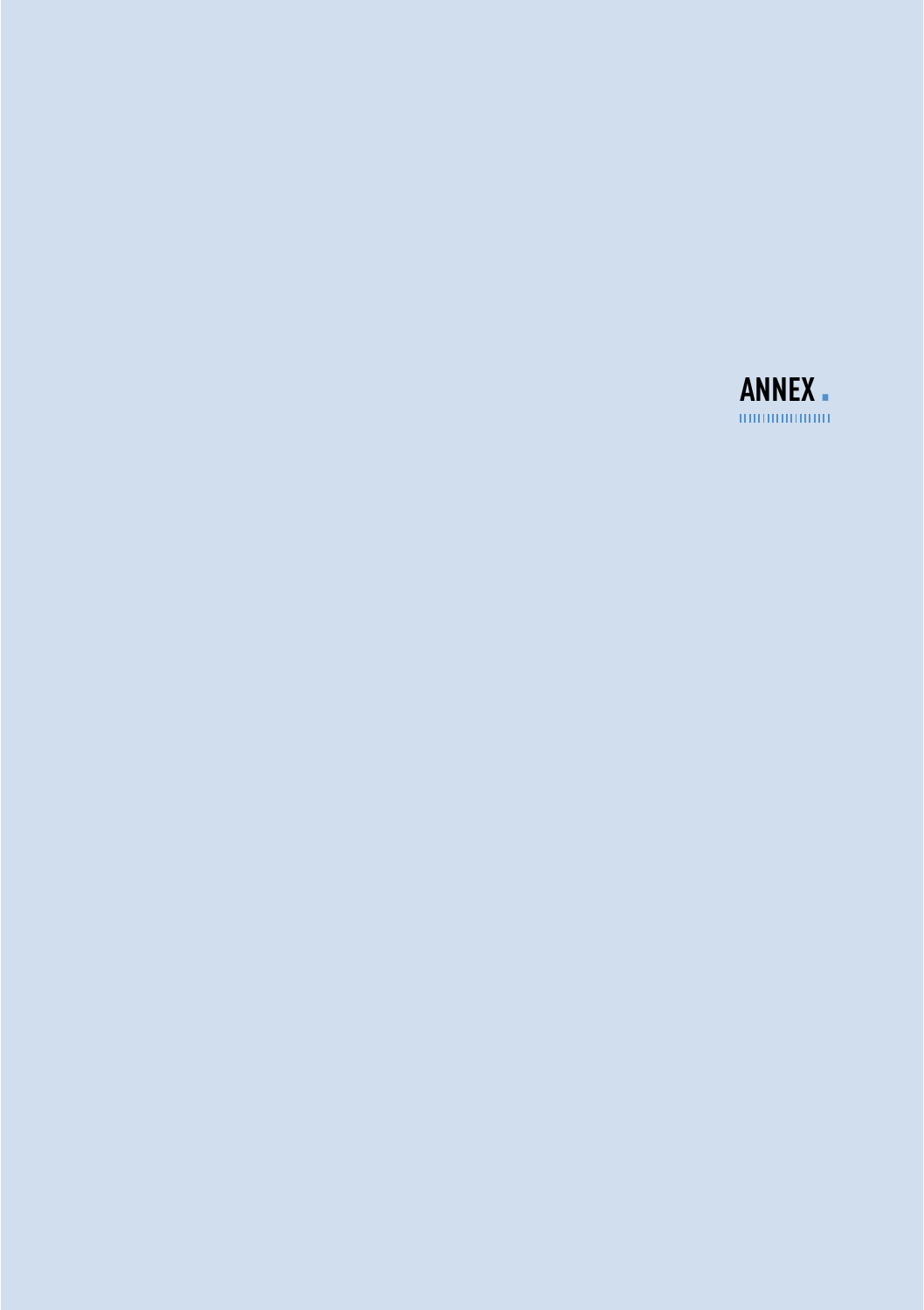# ANNEX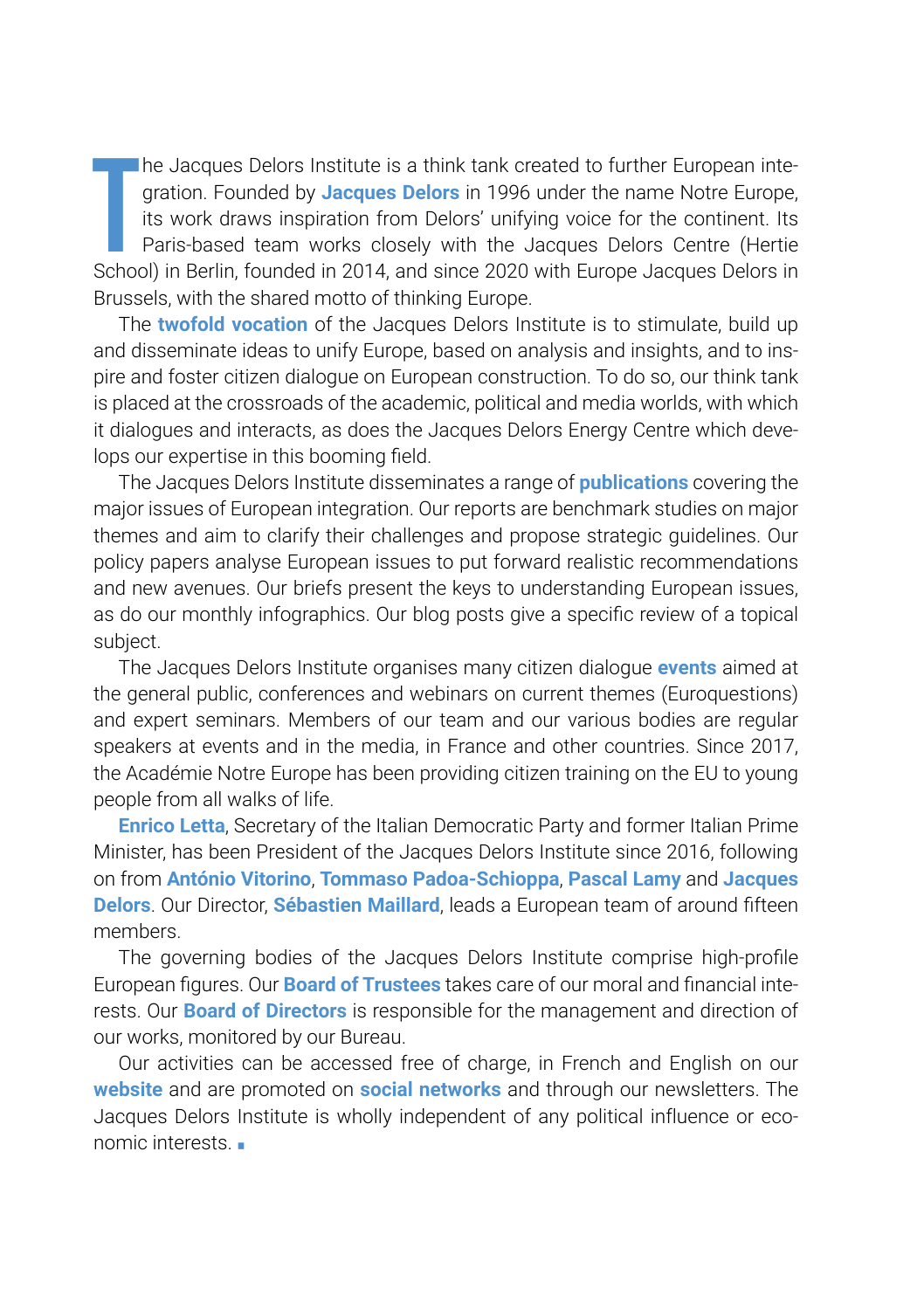The Jacques Delors Institute is a think tank created to further European integration. Founded by **Jacques Delors** in 1996 under the name Notre Europe, its work draws inspiration from Delors' unifying voice for the continent. Its Paris-based team works closely with the Jacques Delors Centre (Hertie School) in Berlin, founded in 2014, and since 2020 with Europe Jacques Delors in Brussels, with the shared motto of thinking Europe.

The **twofold vocation** of the Jacques Delors Institute is to stimulate, build up and disseminate ideas to unify Europe, based on analysis and insights, and to inspire and foster citizen dialogue on European construction. To do so, our think tank is placed at the crossroads of the academic, political and media worlds, with which it dialogues and interacts, as does the Jacques Delors Energy Centre which develops our expertise in this booming field.

The Jacques Delors Institute disseminates a range of **publications** covering the major issues of European integration. Our reports are benchmark studies on major themes and aim to clarify their challenges and propose strategic guidelines. Our policy papers analyse European issues to put forward realistic recommendations and new avenues. Our briefs present the keys to understanding European issues, as do our monthly infographics. Our blog posts give a specific review of a topical subject.

The Jacques Delors Institute organises many citizen dialogue **events** aimed at the general public, conferences and webinars on current themes (Euroquestions) and expert seminars. Members of our team and our various bodies are regular speakers at events and in the media, in France and other countries. Since 2017, the Académie Notre Europe has been providing citizen training on the EU to young people from all walks of life.

**Enrico Letta**, Secretary of the Italian Democratic Party and former Italian Prime Minister, has been President of the Jacques Delors Institute since 2016, following on from **António Vitorino**, **Tommaso Padoa-Schioppa**, **Pascal Lamy** and **Jacques Delors**. Our Director, **Sébastien Maillard**, leads a European team of around fifteen members.

The governing bodies of the Jacques Delors Institute comprise high-profile European figures. Our **Board of Trustees** takes care of our moral and financial interests. Our **Board of Directors** is responsible for the management and direction of our works, monitored by our Bureau.

Our activities can be accessed free of charge, in French and English on our **website** and are promoted on **social networks** and through our newsletters. The Jacques Delors Institute is wholly independent of any political influence or economic interests. ■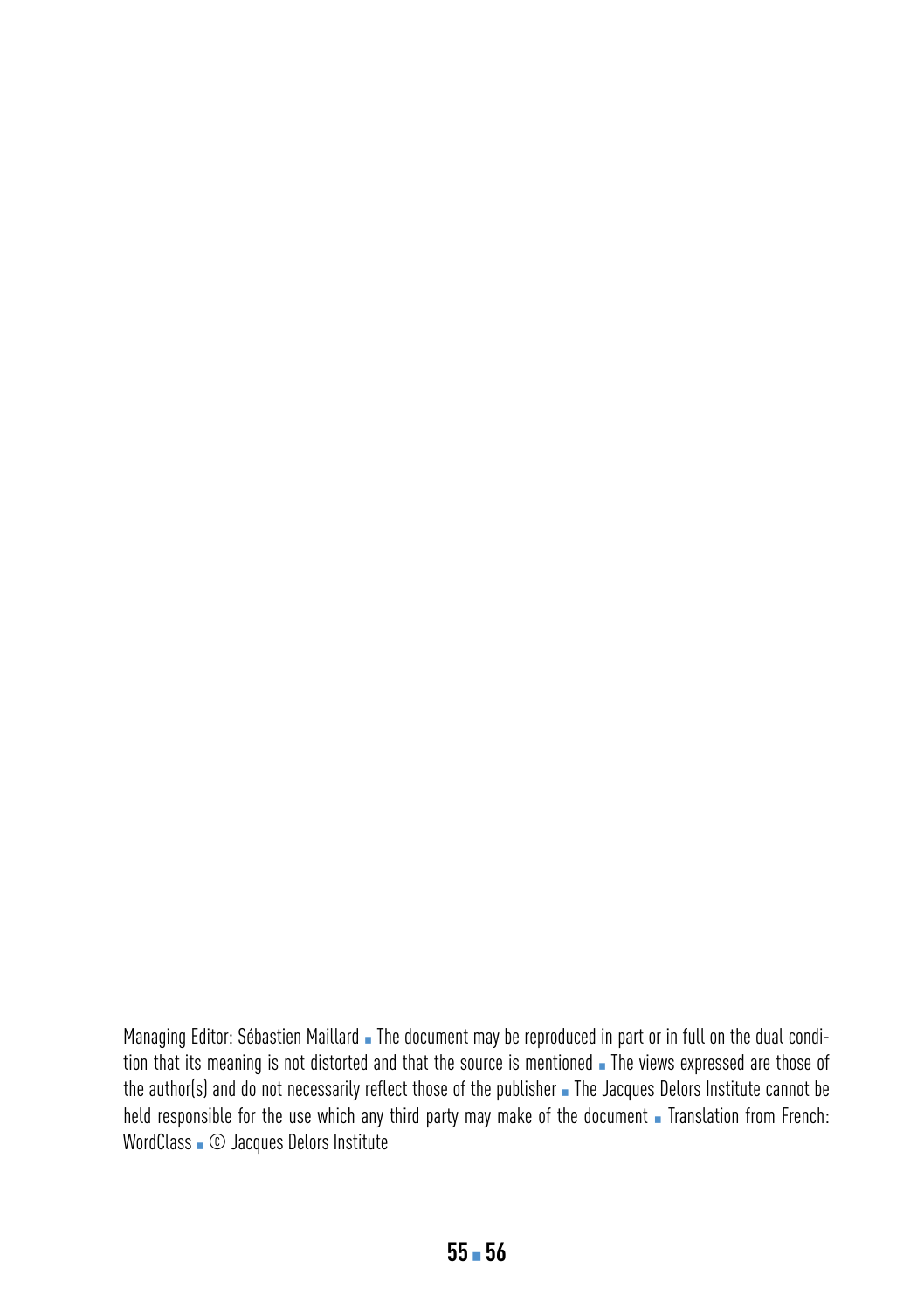Managing Editor: Sébastien Maillard ▪ The document may be reproduced in part or in full on the dual condition that its meaning is not distorted and that the source is mentioned ▪ The views expressed are those of the author(s) and do not necessarily reflect those of the publisher ▪ The Jacques Delors Institute cannot be held responsible for the use which any third party may make of the document ▪ Translation from French: WordClass ▪ © Jacques Delors Institute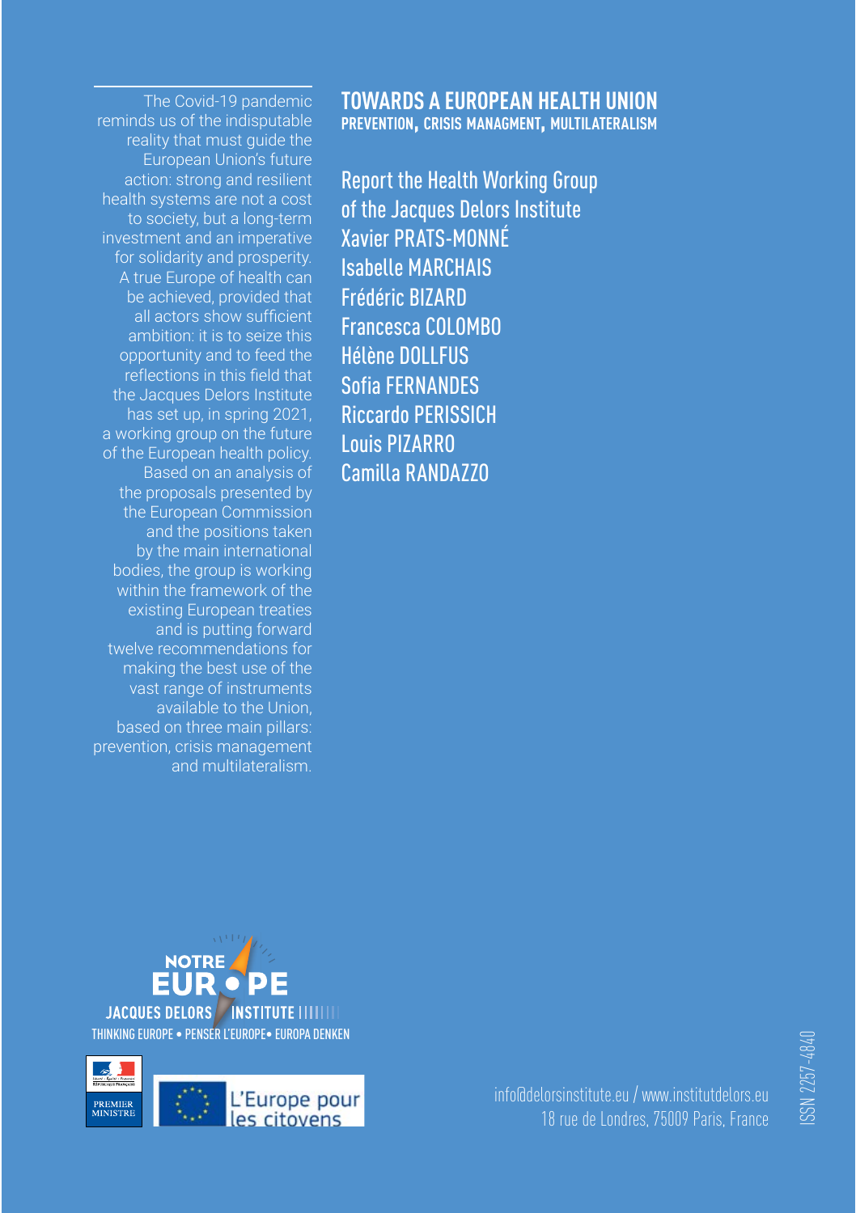The Covid-19 pandemic reminds us of the indisputable reality that must guide the European Union's future action: strong and resilient health systems are not a cost to society, but a long-term investment and an imperative for solidarity and prosperity. A true Europe of health can be achieved, provided that all actors show sufficient ambition: it is to seize this opportunity and to feed the reflections in this field that the Jacques Delors Institute has set up, in spring 2021, a working group on the future of the European health policy. Based on an analysis of the proposals presented by the European Commission and the positions taken by the main international bodies, the group is working within the framework of the existing European treaties and is putting forward twelve recommendations for making the best use of the vast range of instruments available to the Union, based on three main pillars: prevention, crisis management and multilateralism.

# TOWARDS A EUROPEAN HEALTH UNION

**PREVENTION, CRISIS MANAGMENT, MULTILATERALISM**

Report the Health Working Group of the Jacques Delors Institute

Xavier PRATS-MONNÉ
Isabelle MARCHAIS
Frédéric BIZARD
Francesca COLOMBO
Hélène DOLLFUS
Sofia FERNANDES
Riccardo PERISSICH
Louis PIZARRO
Camilla RANDAZZO

NOTRE EUROPE
JACQUES DELORS INSTITUTE
THINKING EUROPE • PENSER L'EUROPE• EUROPA DENKEN

PREMIER MINISTRE

L'Europe pour les citoyens

info@delorsinstitute.eu / www.institutdelors.eu
18 rue de Londres, 75009 Paris, France

ISSN 2257-4840